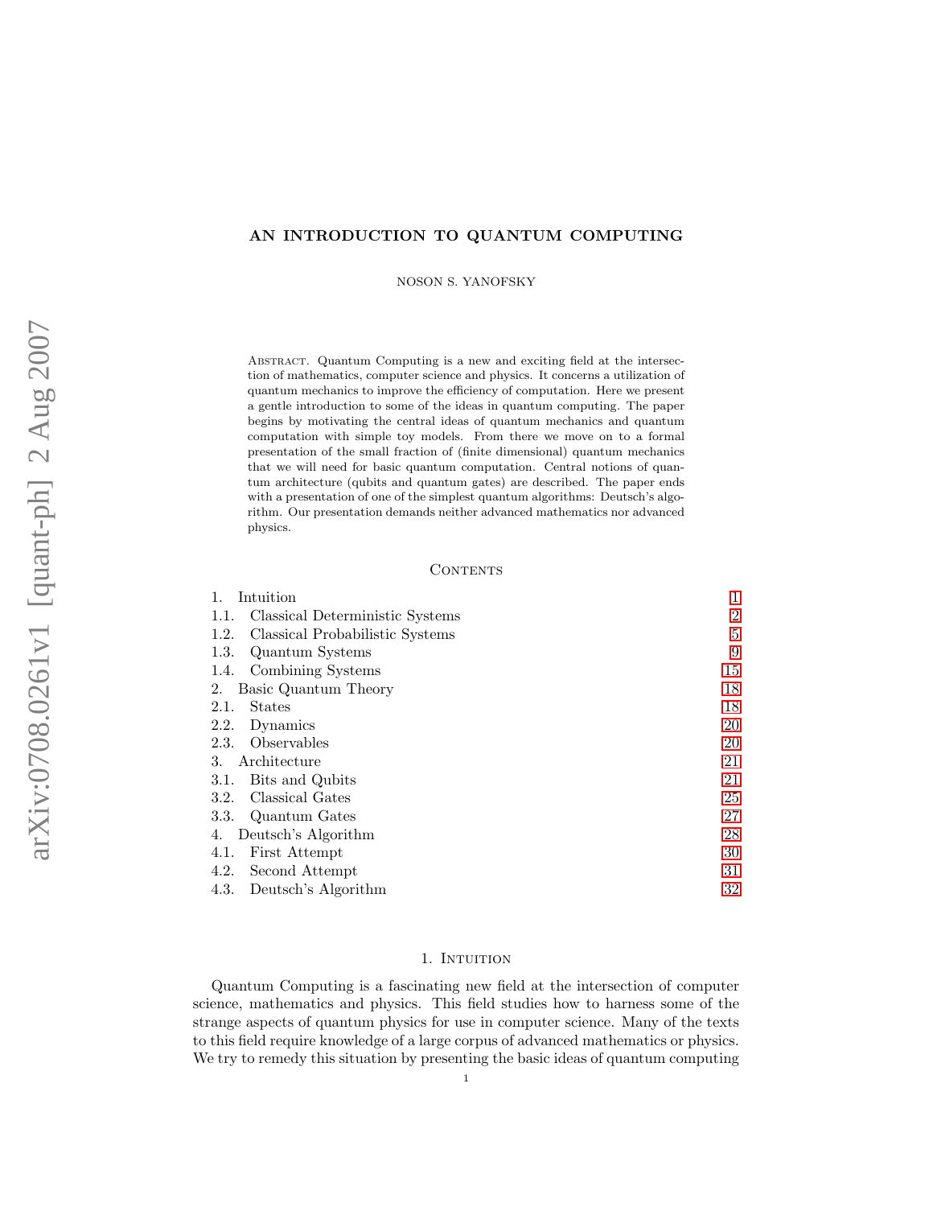# AN INTRODUCTION TO QUANTUM COMPUTING

NOSON S. YANOFSKY

Abstract. Quantum Computing is a new and exciting field at the intersection of mathematics, computer science and physics. It concerns a utilization of quantum mechanics to improve the efficiency of computation. Here we present a gentle introduction to some of the ideas in quantum computing. The paper begins by motivating the central ideas of quantum mechanics and quantum computation with simple toy models. From there we move on to a formal presentation of the small fraction of (finite dimensional) quantum mechanics that we will need for basic quantum computation. Central notions of quantum architecture (qubits and quantum gates) are described. The paper ends with a presentation of one of the simplest quantum algorithms: Deutsch's algorithm. Our presentation demands neither advanced mathematics nor advanced physics.

## Contents

| | |
|---|---|
| 1. Intuition | 1 |
| 1.1. Classical Deterministic Systems | 2 |
| 1.2. Classical Probabilistic Systems | 5 |
| 1.3. Quantum Systems | 9 |
| 1.4. Combining Systems | 15 |
| 2. Basic Quantum Theory | 18 |
| 2.1. States | 18 |
| 2.2. Dynamics | 20 |
| 2.3. Observables | 20 |
| 3. Architecture | 21 |
| 3.1. Bits and Qubits | 21 |
| 3.2. Classical Gates | 25 |
| 3.3. Quantum Gates | 27 |
| 4. Deutsch's Algorithm | 28 |
| 4.1. First Attempt | 30 |
| 4.2. Second Attempt | 31 |
| 4.3. Deutsch's Algorithm | 32 |

## 1. Intuition

Quantum Computing is a fascinating new field at the intersection of computer science, mathematics and physics. This field studies how to harness some of the strange aspects of quantum physics for use in computer science. Many of the texts to this field require knowledge of a large corpus of advanced mathematics or physics. We try to remedy this situation by presenting the basic ideas of quantum computing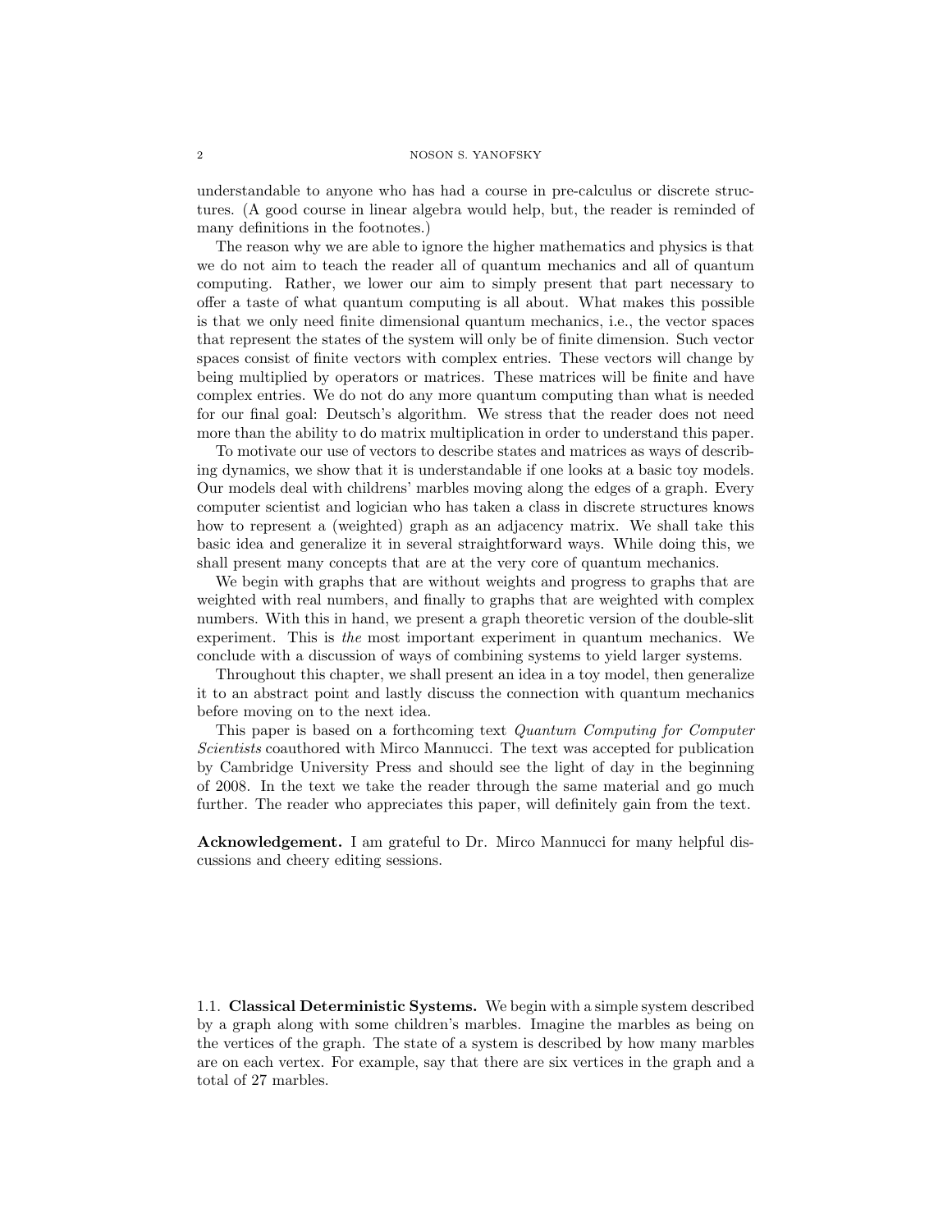understandable to anyone who has had a course in pre-calculus or discrete structures. (A good course in linear algebra would help, but, the reader is reminded of many definitions in the footnotes.)

The reason why we are able to ignore the higher mathematics and physics is that we do not aim to teach the reader all of quantum mechanics and all of quantum computing. Rather, we lower our aim to simply present that part necessary to offer a taste of what quantum computing is all about. What makes this possible is that we only need finite dimensional quantum mechanics, i.e., the vector spaces that represent the states of the system will only be of finite dimension. Such vector spaces consist of finite vectors with complex entries. These vectors will change by being multiplied by operators or matrices. These matrices will be finite and have complex entries. We do not do any more quantum computing than what is needed for our final goal: Deutsch's algorithm. We stress that the reader does not need more than the ability to do matrix multiplication in order to understand this paper.

To motivate our use of vectors to describe states and matrices as ways of describing dynamics, we show that it is understandable if one looks at a basic toy models. Our models deal with childrens' marbles moving along the edges of a graph. Every computer scientist and logician who has taken a class in discrete structures knows how to represent a (weighted) graph as an adjacency matrix. We shall take this basic idea and generalize it in several straightforward ways. While doing this, we shall present many concepts that are at the very core of quantum mechanics.

We begin with graphs that are without weights and progress to graphs that are weighted with real numbers, and finally to graphs that are weighted with complex numbers. With this in hand, we present a graph theoretic version of the double-slit experiment. This is *the* most important experiment in quantum mechanics. We conclude with a discussion of ways of combining systems to yield larger systems.

Throughout this chapter, we shall present an idea in a toy model, then generalize it to an abstract point and lastly discuss the connection with quantum mechanics before moving on to the next idea.

This paper is based on a forthcoming text *Quantum Computing for Computer Scientists* coauthored with Mirco Mannucci. The text was accepted for publication by Cambridge University Press and should see the light of day in the beginning of 2008. In the text we take the reader through the same material and go much further. The reader who appreciates this paper, will definitely gain from the text.

**Acknowledgement.** I am grateful to Dr. Mirco Mannucci for many helpful discussions and cheery editing sessions.

1.1. **Classical Deterministic Systems.** We begin with a simple system described by a graph along with some children's marbles. Imagine the marbles as being on the vertices of the graph. The state of a system is described by how many marbles are on each vertex. For example, say that there are six vertices in the graph and a total of 27 marbles.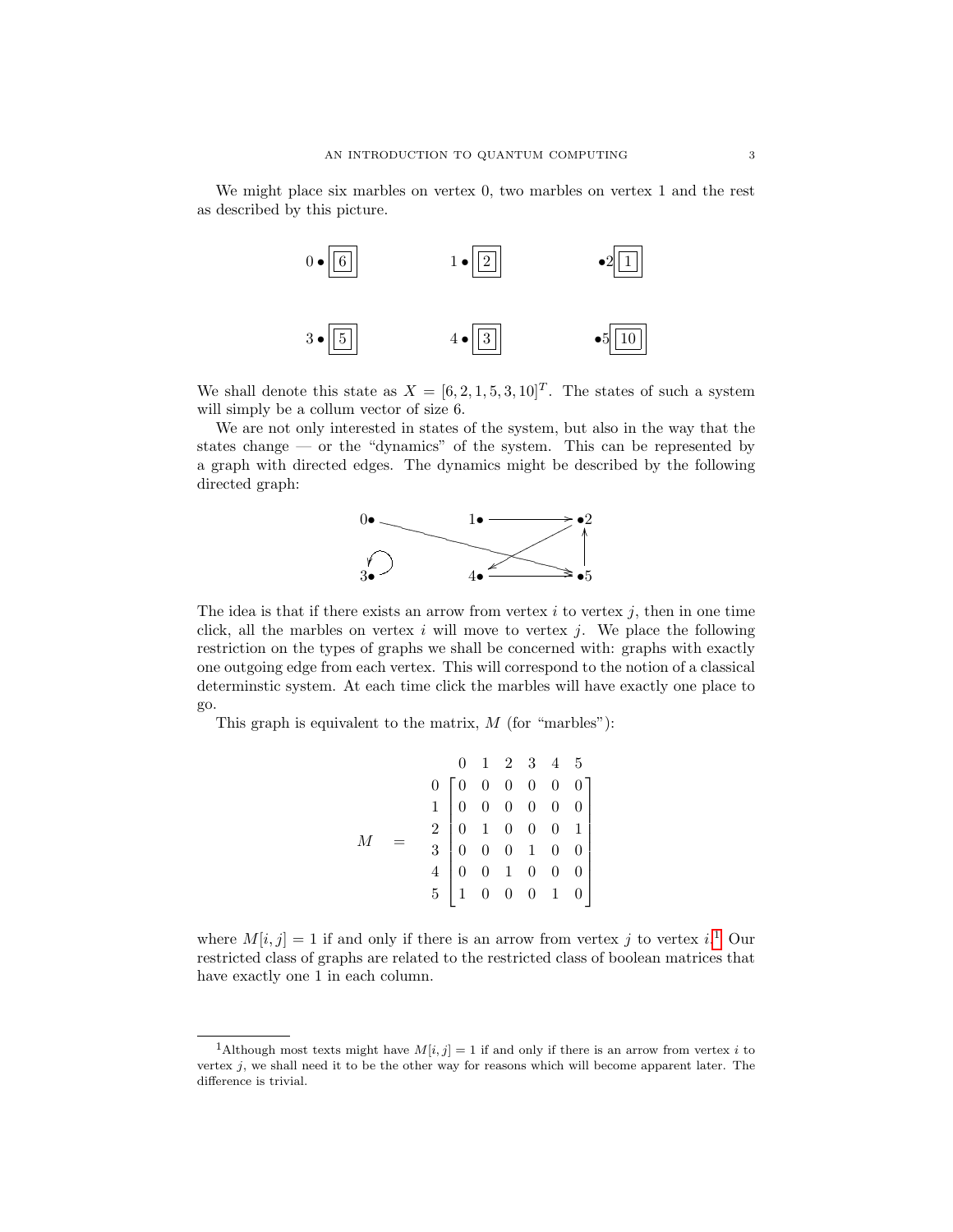We might place six marbles on vertex 0, two marbles on vertex 1 and the rest as described by this picture.

| | | |
|---|---|---|
| 0 • [6] | 1 • [2] | •2 [1] |
| 3 • [5] | 4 • [3] | •5 [10] |

We shall denote this state as $X = [6, 2, 1, 5, 3, 10]^T$. The states of such a system will simply be a collum vector of size 6.

We are not only interested in states of the system, but also in the way that the states change — or the "dynamics" of the system. This can be represented by a graph with directed edges. The dynamics might be described by the following directed graph:

The idea is that if there exists an arrow from vertex $i$ to vertex $j$, then in one time click, all the marbles on vertex $i$ will move to vertex $j$. We place the following restriction on the types of graphs we shall be concerned with: graphs with exactly one outgoing edge from each vertex. This will correspond to the notion of a classical determinstic system. At each time click the marbles will have exactly one place to go.

This graph is equivalent to the matrix, $M$ (for "marbles"):

$$M = \begin{array}{c} \\ 0 \\ 1 \\ 2 \\ 3 \\ 4 \\ 5 \end{array} \begin{array}{c} \begin{array}{cccccc} 0 & 1 & 2 & 3 & 4 & 5 \end{array} \\ \begin{bmatrix} 0 & 0 & 0 & 0 & 0 & 0 \\ 0 & 0 & 0 & 0 & 0 & 0 \\ 0 & 1 & 0 & 0 & 0 & 1 \\ 0 & 0 & 0 & 1 & 0 & 0 \\ 0 & 0 & 1 & 0 & 0 & 0 \\ 1 & 0 & 0 & 0 & 1 & 0 \end{bmatrix} \end{array}$$

where $M[i, j] = 1$ if and only if there is an arrow from vertex $j$ to vertex $i$.[1] Our restricted class of graphs are related to the restricted class of boolean matrices that have exactly one 1 in each column.

[1]Although most texts might have $M[i, j] = 1$ if and only if there is an arrow from vertex $i$ to vertex $j$, we shall need it to be the other way for reasons which will become apparent later. The difference is trivial.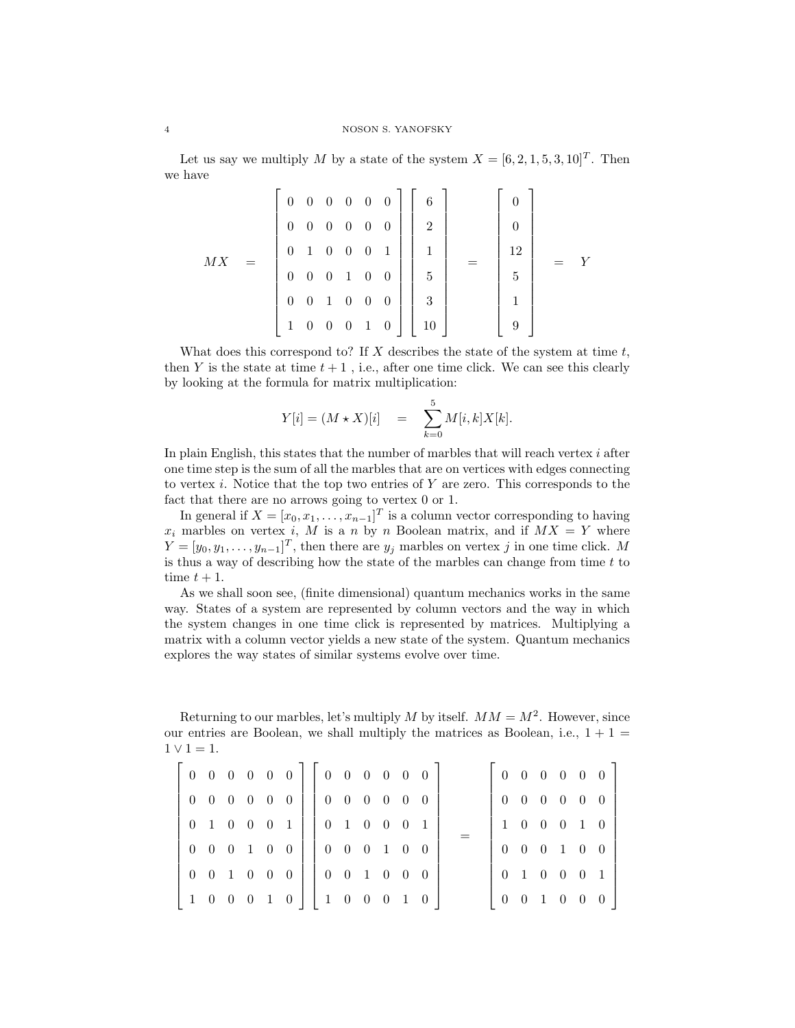Let us say we multiply $M$ by a state of the system $X = [6, 2, 1, 5, 3, 10]^T$. Then we have

$$MX = \begin{bmatrix} 0 & 0 & 0 & 0 & 0 & 0 \\ 0 & 0 & 0 & 0 & 0 & 0 \\ 0 & 1 & 0 & 0 & 0 & 1 \\ 0 & 0 & 0 & 1 & 0 & 0 \\ 0 & 0 & 1 & 0 & 0 & 0 \\ 1 & 0 & 0 & 0 & 1 & 0 \end{bmatrix} \begin{bmatrix} 6 \\ 2 \\ 1 \\ 5 \\ 3 \\ 10 \end{bmatrix} = \begin{bmatrix} 0 \\ 0 \\ 12 \\ 5 \\ 1 \\ 9 \end{bmatrix} = Y$$

What does this correspond to? If $X$ describes the state of the system at time $t$, then $Y$ is the state at time $t+1$ , i.e., after one time click. We can see this clearly by looking at the formula for matrix multiplication:

$$Y[i] = (M \star X)[i] \quad = \quad \sum_{k=0}^{5} M[i,k]X[k].$$

In plain English, this states that the number of marbles that will reach vertex $i$ after one time step is the sum of all the marbles that are on vertices with edges connecting to vertex $i$. Notice that the top two entries of $Y$ are zero. This corresponds to the fact that there are no arrows going to vertex 0 or 1.

In general if $X = [x_0, x_1, \ldots, x_{n-1}]^T$ is a column vector corresponding to having $x_i$ marbles on vertex $i$, $M$ is a $n$ by $n$ Boolean matrix, and if $MX = Y$ where $Y = [y_0, y_1, \ldots, y_{n-1}]^T$, then there are $y_j$ marbles on vertex $j$ in one time click. $M$ is thus a way of describing how the state of the marbles can change from time $t$ to time $t+1$.

As we shall soon see, (finite dimensional) quantum mechanics works in the same way. States of a system are represented by column vectors and the way in which the system changes in one time click is represented by matrices. Multiplying a matrix with a column vector yields a new state of the system. Quantum mechanics explores the way states of similar systems evolve over time.

Returning to our marbles, let's multiply $M$ by itself. $MM = M^2$. However, since our entries are Boolean, we shall multiply the matrices as Boolean, i.e., $1 + 1 = 1 \vee 1 = 1$.

$$\begin{bmatrix} 0 & 0 & 0 & 0 & 0 & 0 \\ 0 & 0 & 0 & 0 & 0 & 0 \\ 0 & 1 & 0 & 0 & 0 & 1 \\ 0 & 0 & 0 & 1 & 0 & 0 \\ 0 & 0 & 1 & 0 & 0 & 0 \\ 1 & 0 & 0 & 0 & 1 & 0 \end{bmatrix} \begin{bmatrix} 0 & 0 & 0 & 0 & 0 & 0 \\ 0 & 0 & 0 & 0 & 0 & 0 \\ 0 & 1 & 0 & 0 & 0 & 1 \\ 0 & 0 & 0 & 1 & 0 & 0 \\ 0 & 0 & 1 & 0 & 0 & 0 \\ 1 & 0 & 0 & 0 & 1 & 0 \end{bmatrix} = \begin{bmatrix} 0 & 0 & 0 & 0 & 0 & 0 \\ 0 & 0 & 0 & 0 & 0 & 0 \\ 1 & 0 & 0 & 0 & 1 & 0 \\ 0 & 0 & 0 & 1 & 0 & 0 \\ 0 & 1 & 0 & 0 & 0 & 1 \\ 0 & 0 & 1 & 0 & 0 & 0 \end{bmatrix}$$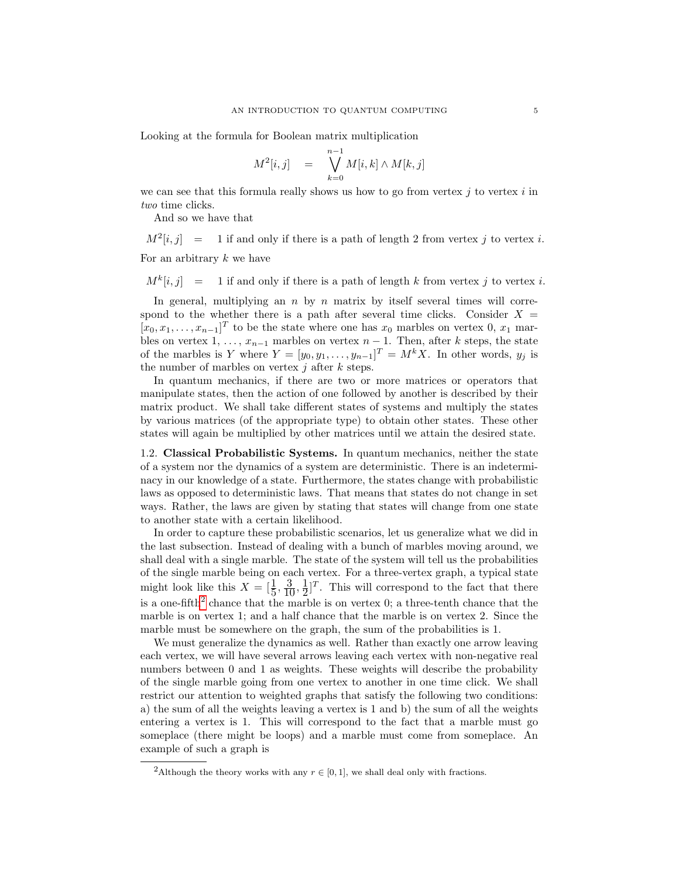Looking at the formula for Boolean matrix multiplication

$$M^2[i,j] \quad = \quad \bigvee_{k=0}^{n-1} M[i,k] \wedge M[k,j]$$

we can see that this formula really shows us how to go from vertex $j$ to vertex $i$ in *two* time clicks.

And so we have that

$$M^2[i,j] \quad = \quad 1 \text{ if and only if there is a path of length 2 from vertex } j \text{ to vertex } i.$$

For an arbitrary $k$ we have

$$M^k[i,j] \quad = \quad 1 \text{ if and only if there is a path of length } k \text{ from vertex } j \text{ to vertex } i.$$

In general, multiplying an $n$ by $n$ matrix by itself several times will correspond to the whether there is a path after several time clicks. Consider $X = [x_0, x_1, \ldots, x_{n-1}]^T$ to be the state where one has $x_0$ marbles on vertex 0, $x_1$ marbles on vertex 1, …, $x_{n-1}$ marbles on vertex $n-1$. Then, after $k$ steps, the state of the marbles is $Y$ where $Y = [y_0, y_1, \ldots, y_{n-1}]^T = M^k X$. In other words, $y_j$ is the number of marbles on vertex $j$ after $k$ steps.

In quantum mechanics, if there are two or more matrices or operators that manipulate states, then the action of one followed by another is described by their matrix product. We shall take different states of systems and multiply the states by various matrices (of the appropriate type) to obtain other states. These other states will again be multiplied by other matrices until we attain the desired state.

1.2. **Classical Probabilistic Systems.** In quantum mechanics, neither the state of a system nor the dynamics of a system are deterministic. There is an indeterminacy in our knowledge of a state. Furthermore, the states change with probabilistic laws as opposed to deterministic laws. That means that states do not change in set ways. Rather, the laws are given by stating that states will change from one state to another state with a certain likelihood.

In order to capture these probabilistic scenarios, let us generalize what we did in the last subsection. Instead of dealing with a bunch of marbles moving around, we shall deal with a single marble. The state of the system will tell us the probabilities of the single marble being on each vertex. For a three-vertex graph, a typical state might look like this $X = [\frac{1}{5}, \frac{3}{10}, \frac{1}{2}]^T$. This will correspond to the fact that there is a one-fifth[2] chance that the marble is on vertex 0; a three-tenth chance that the marble is on vertex 1; and a half chance that the marble is on vertex 2. Since the marble must be somewhere on the graph, the sum of the probabilities is 1.

We must generalize the dynamics as well. Rather than exactly one arrow leaving each vertex, we will have several arrows leaving each vertex with non-negative real numbers between 0 and 1 as weights. These weights will describe the probability of the single marble going from one vertex to another in one time click. We shall restrict our attention to weighted graphs that satisfy the following two conditions: a) the sum of all the weights leaving a vertex is 1 and b) the sum of all the weights entering a vertex is 1. This will correspond to the fact that a marble must go someplace (there might be loops) and a marble must come from someplace. An example of such a graph is

[2] Although the theory works with any $r \in [0,1]$, we shall deal only with fractions.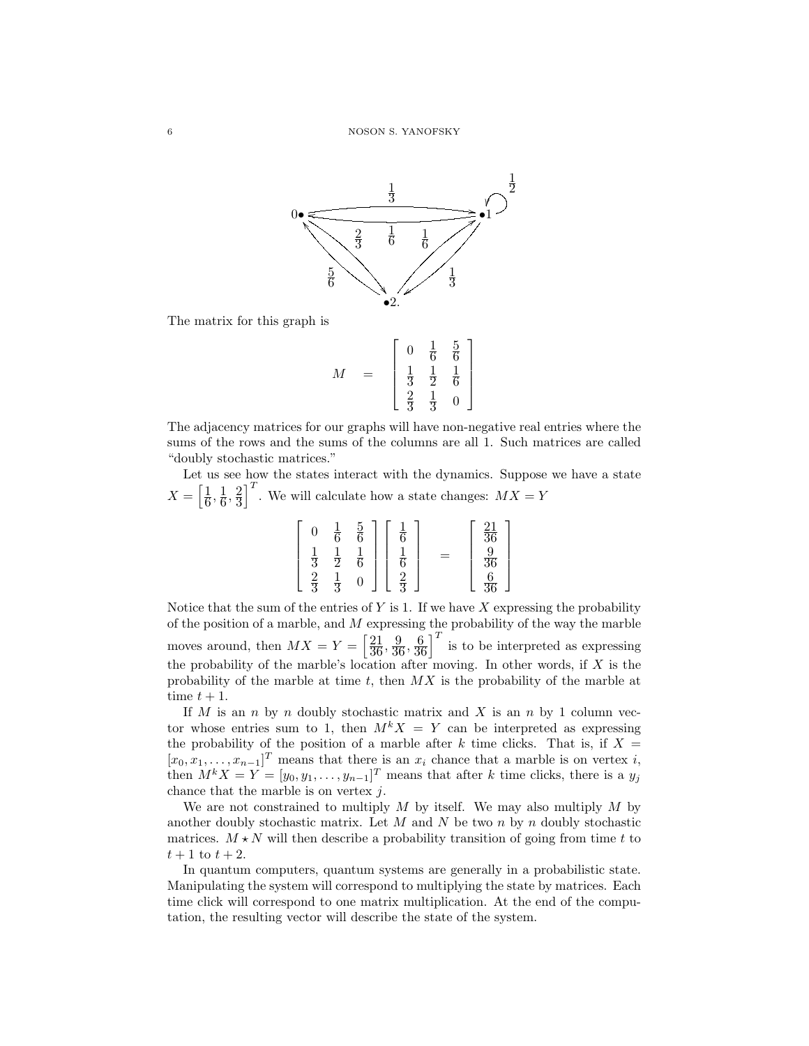The matrix for this graph is

$$M = \begin{bmatrix} 0 & \frac{1}{6} & \frac{5}{6} \\ \frac{1}{3} & \frac{1}{2} & \frac{1}{6} \\ \frac{2}{3} & \frac{1}{3} & 0 \end{bmatrix}$$

The adjacency matrices for our graphs will have non-negative real entries where the sums of the rows and the sums of the columns are all 1. Such matrices are called "doubly stochastic matrices."

Let us see how the states interact with the dynamics. Suppose we have a state $X = \left[\frac{1}{6}, \frac{1}{6}, \frac{2}{3}\right]^T$. We will calculate how a state changes: $MX = Y$

$$\begin{bmatrix} 0 & \frac{1}{6} & \frac{5}{6} \\ \frac{1}{3} & \frac{1}{2} & \frac{1}{6} \\ \frac{2}{3} & \frac{1}{3} & 0 \end{bmatrix} \begin{bmatrix} \frac{1}{6} \\ \frac{1}{6} \\ \frac{2}{3} \end{bmatrix} = \begin{bmatrix} \frac{21}{36} \\ \frac{9}{36} \\ \frac{6}{36} \end{bmatrix}$$

Notice that the sum of the entries of $Y$ is 1. If we have $X$ expressing the probability of the position of a marble, and $M$ expressing the probability of the way the marble moves around, then $MX = Y = \left[\frac{21}{36}, \frac{9}{36}, \frac{6}{36}\right]^T$ is to be interpreted as expressing the probability of the marble's location after moving. In other words, if $X$ is the probability of the marble at time $t$, then $MX$ is the probability of the marble at time $t + 1$.

If $M$ is an $n$ by $n$ doubly stochastic matrix and $X$ is an $n$ by 1 column vector whose entries sum to 1, then $M^k X = Y$ can be interpreted as expressing the probability of the position of a marble after $k$ time clicks. That is, if $X = [x_0, x_1, \ldots, x_{n-1}]^T$ means that there is an $x_i$ chance that a marble is on vertex $i$, then $M^k X = Y = [y_0, y_1, \ldots, y_{n-1}]^T$ means that after $k$ time clicks, there is a $y_j$ chance that the marble is on vertex $j$.

We are not constrained to multiply $M$ by itself. We may also multiply $M$ by another doubly stochastic matrix. Let $M$ and $N$ be two $n$ by $n$ doubly stochastic matrices. $M \star N$ will then describe a probability transition of going from time $t$ to $t + 1$ to $t + 2$.

In quantum computers, quantum systems are generally in a probabilistic state. Manipulating the system will correspond to multiplying the state by matrices. Each time click will correspond to one matrix multiplication. At the end of the computation, the resulting vector will describe the state of the system.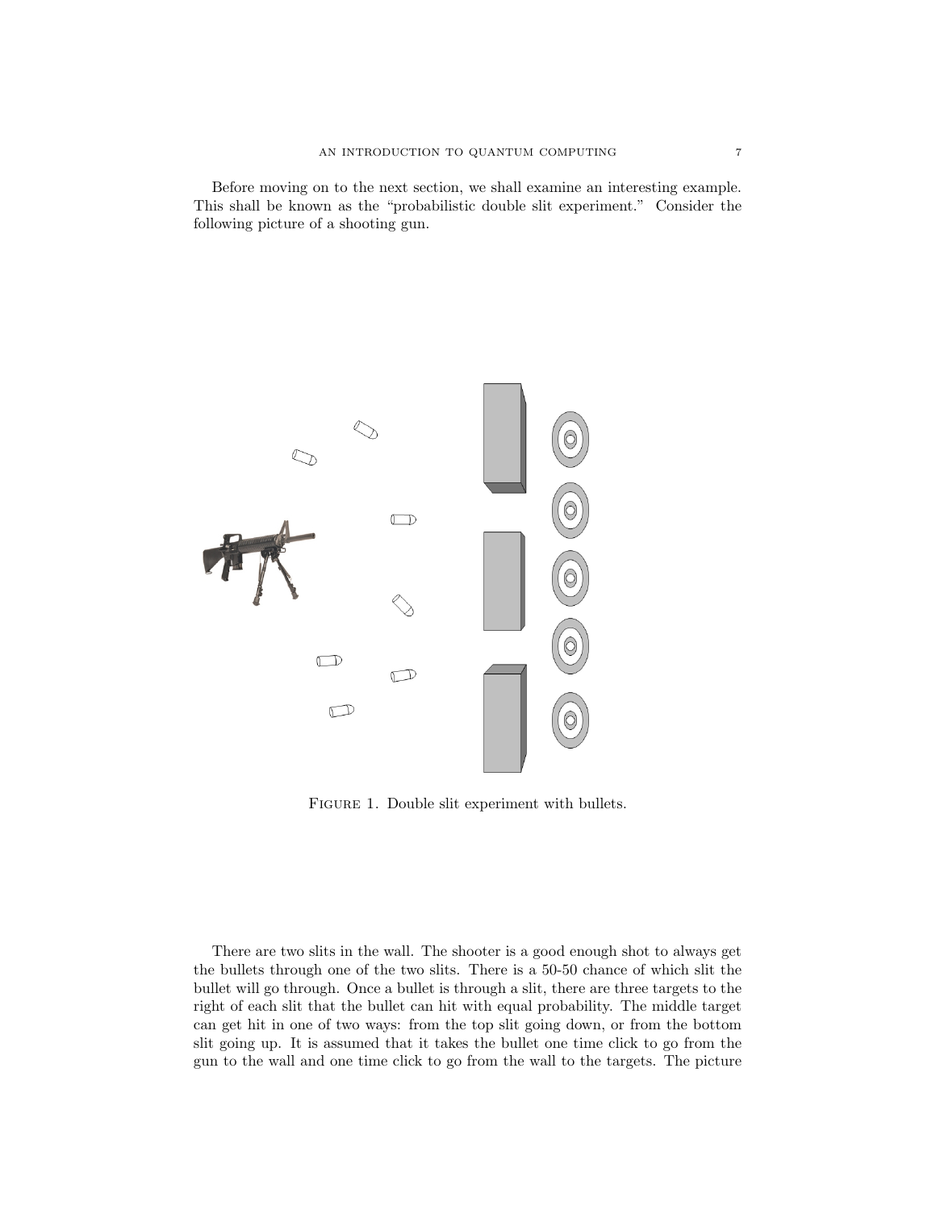Before moving on to the next section, we shall examine an interesting example. This shall be known as the "probabilistic double slit experiment." Consider the following picture of a shooting gun.

Figure 1. Double slit experiment with bullets.

There are two slits in the wall. The shooter is a good enough shot to always get the bullets through one of the two slits. There is a 50-50 chance of which slit the bullet will go through. Once a bullet is through a slit, there are three targets to the right of each slit that the bullet can hit with equal probability. The middle target can get hit in one of two ways: from the top slit going down, or from the bottom slit going up. It is assumed that it takes the bullet one time click to go from the gun to the wall and one time click to go from the wall to the targets. The picture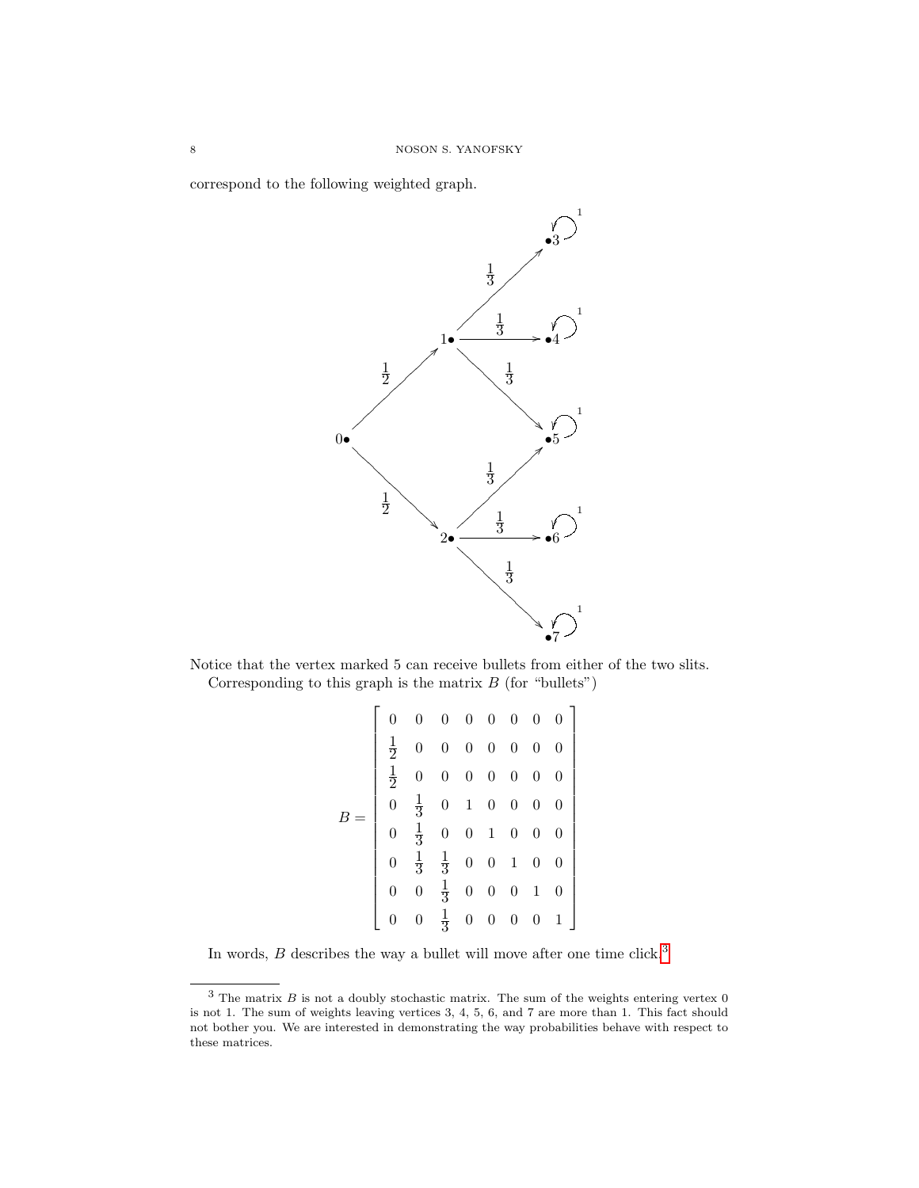correspond to the following weighted graph.

Notice that the vertex marked 5 can receive bullets from either of the two slits.

Corresponding to this graph is the matrix $B$ (for "bullets")

$$B = \begin{bmatrix} 0 & 0 & 0 & 0 & 0 & 0 & 0 & 0 \\ \frac{1}{2} & 0 & 0 & 0 & 0 & 0 & 0 & 0 \\ \frac{1}{2} & 0 & 0 & 0 & 0 & 0 & 0 & 0 \\ 0 & \frac{1}{3} & 0 & 1 & 0 & 0 & 0 & 0 \\ 0 & \frac{1}{3} & 0 & 0 & 1 & 0 & 0 & 0 \\ 0 & \frac{1}{3} & \frac{1}{3} & 0 & 0 & 1 & 0 & 0 \\ 0 & 0 & \frac{1}{3} & 0 & 0 & 0 & 1 & 0 \\ 0 & 0 & \frac{1}{3} & 0 & 0 & 0 & 0 & 1 \end{bmatrix}$$

In words, $B$ describes the way a bullet will move after one time click.[3]

---

[3] The matrix $B$ is not a doubly stochastic matrix. The sum of the weights entering vertex 0 is not 1. The sum of weights leaving vertices 3, 4, 5, 6, and 7 are more than 1. This fact should not bother you. We are interested in demonstrating the way probabilities behave with respect to these matrices.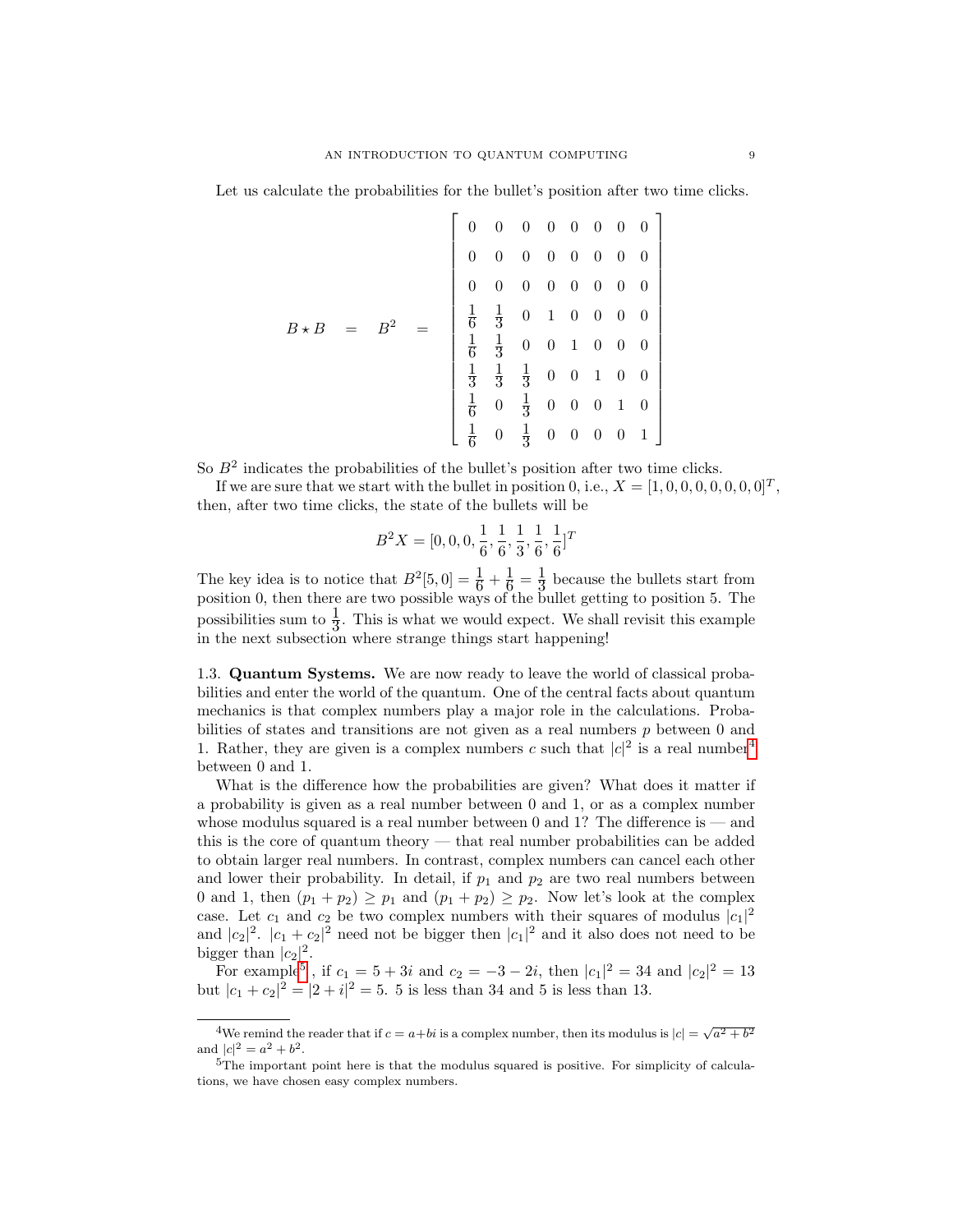Let us calculate the probabilities for the bullet's position after two time clicks.

$$B \star B \quad = \quad B^2 \quad = \quad \begin{bmatrix} 0 & 0 & 0 & 0 & 0 & 0 & 0 & 0 \\ 0 & 0 & 0 & 0 & 0 & 0 & 0 & 0 \\ 0 & 0 & 0 & 0 & 0 & 0 & 0 & 0 \\ \frac{1}{6} & \frac{1}{3} & 0 & 1 & 0 & 0 & 0 & 0 \\ \frac{1}{6} & \frac{1}{3} & 0 & 0 & 1 & 0 & 0 & 0 \\ \frac{1}{3} & \frac{1}{3} & \frac{1}{3} & 0 & 0 & 1 & 0 & 0 \\ \frac{1}{6} & 0 & \frac{1}{3} & 0 & 0 & 0 & 1 & 0 \\ \frac{1}{6} & 0 & \frac{1}{3} & 0 & 0 & 0 & 0 & 1 \end{bmatrix}$$

So $B^2$ indicates the probabilities of the bullet's position after two time clicks.

If we are sure that we start with the bullet in position 0, i.e., $X = [1, 0, 0, 0, 0, 0, 0, 0]^T$, then, after two time clicks, the state of the bullets will be

$$B^2 X = [0, 0, 0, \frac{1}{6}, \frac{1}{6}, \frac{1}{3}, \frac{1}{6}, \frac{1}{6}]^T$$

The key idea is to notice that $B^2[5, 0] = \frac{1}{6} + \frac{1}{6} = \frac{1}{3}$ because the bullets start from position 0, then there are two possible ways of the bullet getting to position 5. The possibilities sum to $\frac{1}{3}$. This is what we would expect. We shall revisit this example in the next subsection where strange things start happening!

1.3. **Quantum Systems.** We are now ready to leave the world of classical probabilities and enter the world of the quantum. One of the central facts about quantum mechanics is that complex numbers play a major role in the calculations. Probabilities of states and transitions are not given as a real numbers $p$ between 0 and 1. Rather, they are given is a complex numbers $c$ such that $|c|^2$ is a real number[4] between 0 and 1.

What is the difference how the probabilities are given? What does it matter if a probability is given as a real number between 0 and 1, or as a complex number whose modulus squared is a real number between 0 and 1? The difference is — and this is the core of quantum theory — that real number probabilities can be added to obtain larger real numbers. In contrast, complex numbers can cancel each other and lower their probability. In detail, if $p_1$ and $p_2$ are two real numbers between 0 and 1, then $(p_1 + p_2) \geq p_1$ and $(p_1 + p_2) \geq p_2$. Now let's look at the complex case. Let $c_1$ and $c_2$ be two complex numbers with their squares of modulus $|c_1|^2$ and $|c_2|^2$. $|c_1 + c_2|^2$ need not be bigger then $|c_1|^2$ and it also does not need to be bigger than $|c_2|^2$.

For example[5], if $c_1 = 5 + 3i$ and $c_2 = -3 - 2i$, then $|c_1|^2 = 34$ and $|c_2|^2 = 13$ but $|c_1 + c_2|^2 = |2 + i|^2 = 5$. 5 is less than 34 and 5 is less than 13.

---

[4] We remind the reader that if $c = a + bi$ is a complex number, then its modulus is $|c| = \sqrt{a^2 + b^2}$ and $|c|^2 = a^2 + b^2$.

[5] The important point here is that the modulus squared is positive. For simplicity of calculations, we have chosen easy complex numbers.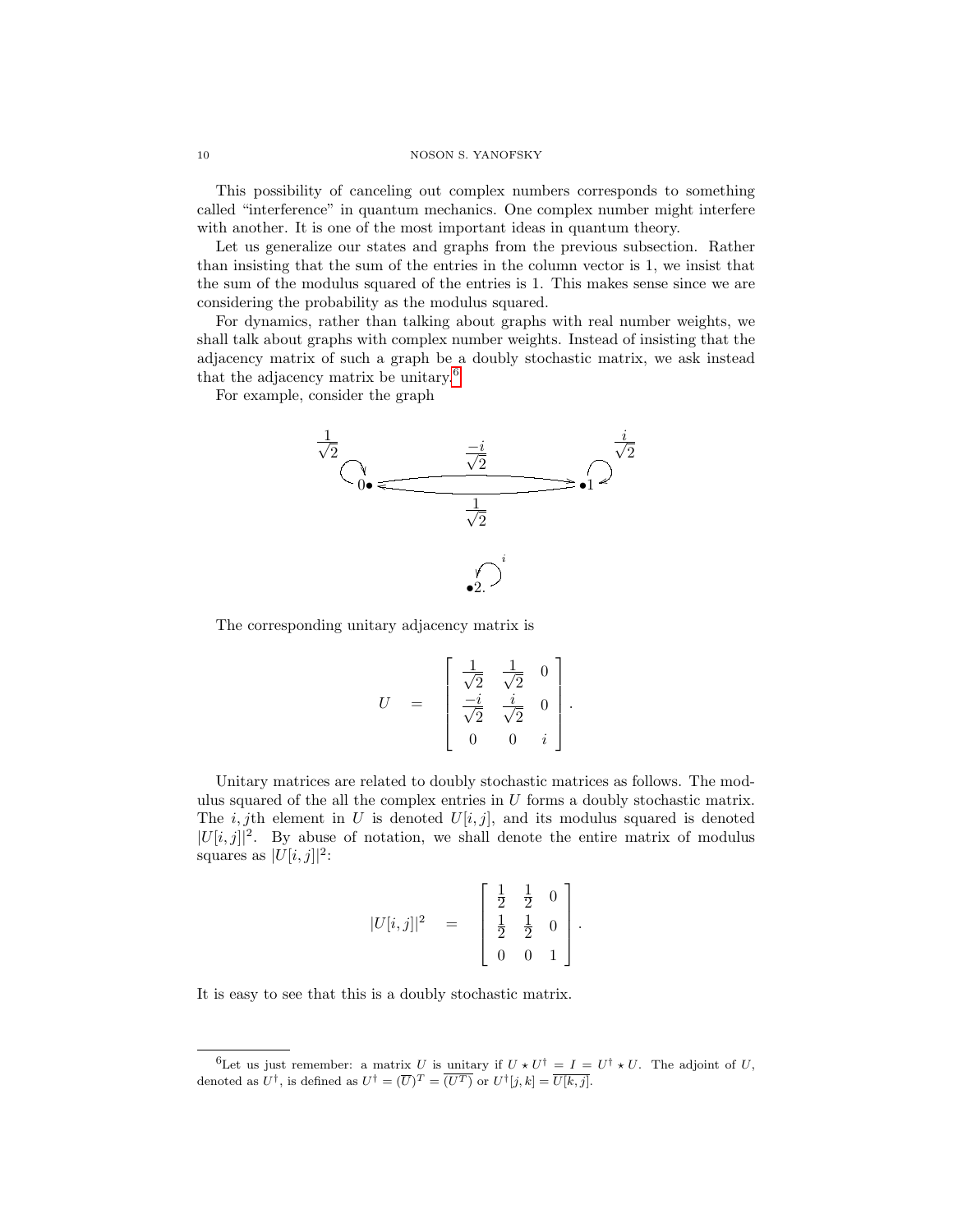This possibility of canceling out complex numbers corresponds to something called "interference" in quantum mechanics. One complex number might interfere with another. It is one of the most important ideas in quantum theory.

Let us generalize our states and graphs from the previous subsection. Rather than insisting that the sum of the entries in the column vector is 1, we insist that the sum of the modulus squared of the entries is 1. This makes sense since we are considering the probability as the modulus squared.

For dynamics, rather than talking about graphs with real number weights, we shall talk about graphs with complex number weights. Instead of insisting that the adjacency matrix of such a graph be a doubly stochastic matrix, we ask instead that the adjacency matrix be unitary.[6]

For example, consider the graph

$$
\begin{array}{c}
0 \bullet \circlearrowleft \tfrac{1}{\sqrt{2}} \qquad 0 \xrightarrow{\frac{-i}{\sqrt{2}}} 1, \quad 1 \xrightarrow{\frac{1}{\sqrt{2}}} 0 \qquad \bullet 1 \circlearrowleft \tfrac{i}{\sqrt{2}} \\[1em]
\bullet 2 \circlearrowleft i .
\end{array}
$$

The corresponding unitary adjacency matrix is

$$
U \quad = \quad \begin{bmatrix} \frac{1}{\sqrt{2}} & \frac{1}{\sqrt{2}} & 0 \\ \frac{-i}{\sqrt{2}} & \frac{i}{\sqrt{2}} & 0 \\ 0 & 0 & i \end{bmatrix}.
$$

Unitary matrices are related to doubly stochastic matrices as follows. The modulus squared of the all the complex entries in $U$ forms a doubly stochastic matrix. The $i, j$th element in $U$ is denoted $U[i, j]$, and its modulus squared is denoted $|U[i, j]|^2$. By abuse of notation, we shall denote the entire matrix of modulus squares as $|U[i, j]|^2$:

$$
|U[i, j]|^2 \quad = \quad \begin{bmatrix} \frac{1}{2} & \frac{1}{2} & 0 \\ \frac{1}{2} & \frac{1}{2} & 0 \\ 0 & 0 & 1 \end{bmatrix}.
$$

It is easy to see that this is a doubly stochastic matrix.

---

[6] Let us just remember: a matrix $U$ is unitary if $U \star U^\dagger = I = U^\dagger \star U$. The adjoint of $U$, denoted as $U^\dagger$, is defined as $U^\dagger = (\overline{U})^T = \overline{(U^T)}$ or $U^\dagger[j, k] = \overline{U[k, j]}$.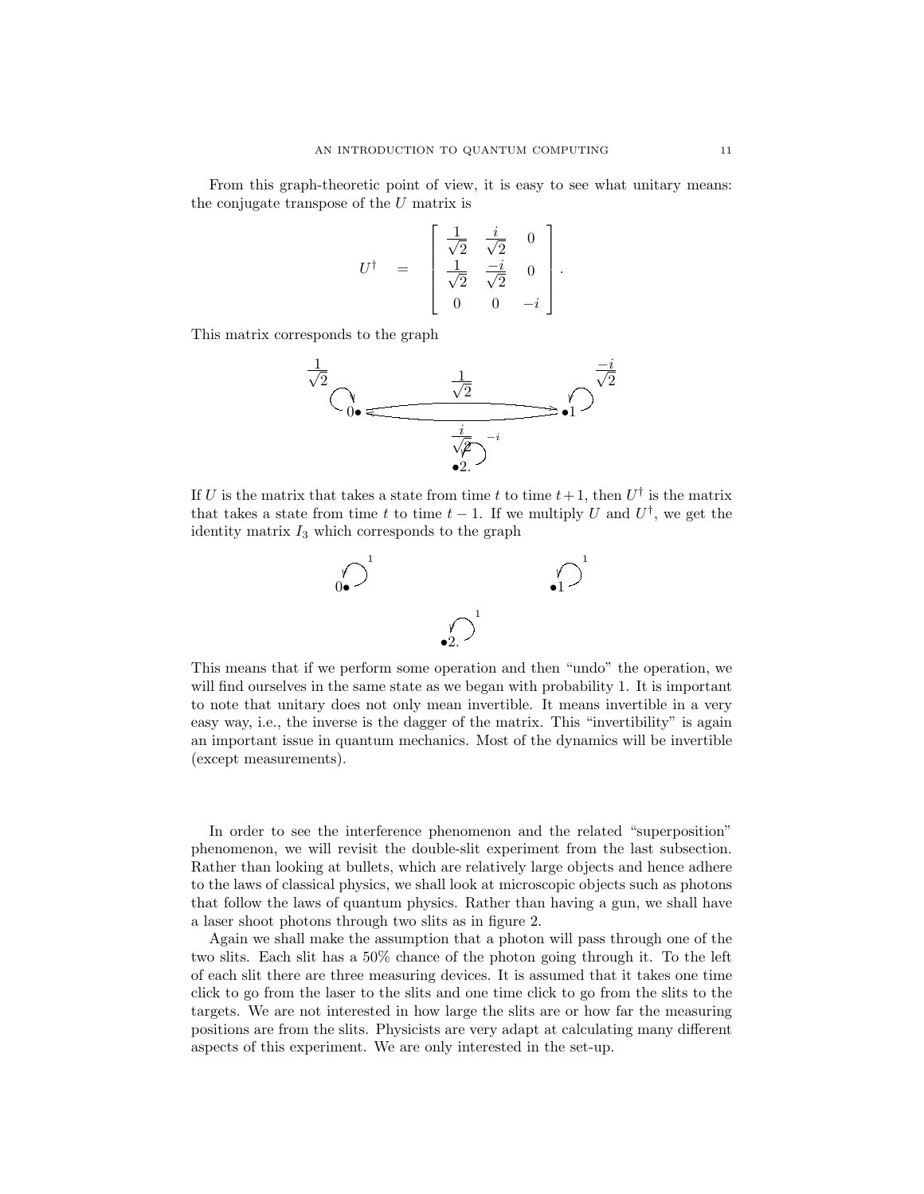From this graph-theoretic point of view, it is easy to see what unitary means: the conjugate transpose of the $U$ matrix is

$$U^\dagger = \begin{bmatrix} \frac{1}{\sqrt{2}} & \frac{i}{\sqrt{2}} & 0 \\ \frac{1}{\sqrt{2}} & \frac{-i}{\sqrt{2}} & 0 \\ 0 & 0 & -i \end{bmatrix}.$$

This matrix corresponds to the graph

$0\bullet$ with self-loop $\frac{1}{\sqrt{2}}$; $\bullet 1$ with self-loop $\frac{-i}{\sqrt{2}}$; edge $0 \to 1$ labeled $\frac{1}{\sqrt{2}}$; edge $1 \to 0$ labeled $\frac{i}{\sqrt{2}}$; $\bullet 2.$ with self-loop $-i$.

If $U$ is the matrix that takes a state from time $t$ to time $t+1$, then $U^\dagger$ is the matrix that takes a state from time $t$ to time $t-1$. If we multiply $U$ and $U^\dagger$, we get the identity matrix $I_3$ which corresponds to the graph

$0\bullet$ with self-loop $1$; $\bullet 1$ with self-loop $1$; $\bullet 2.$ with self-loop $1$.

This means that if we perform some operation and then "undo" the operation, we will find ourselves in the same state as we began with probability 1. It is important to note that unitary does not only mean invertible. It means invertible in a very easy way, i.e., the inverse is the dagger of the matrix. This "invertibility" is again an important issue in quantum mechanics. Most of the dynamics will be invertible (except measurements).

In order to see the interference phenomenon and the related "superposition" phenomenon, we will revisit the double-slit experiment from the last subsection. Rather than looking at bullets, which are relatively large objects and hence adhere to the laws of classical physics, we shall look at microscopic objects such as photons that follow the laws of quantum physics. Rather than having a gun, we shall have a laser shoot photons through two slits as in figure 2.

Again we shall make the assumption that a photon will pass through one of the two slits. Each slit has a 50% chance of the photon going through it. To the left of each slit there are three measuring devices. It is assumed that it takes one time click to go from the laser to the slits and one time click to go from the slits to the targets. We are not interested in how large the slits are or how far the measuring positions are from the slits. Physicists are very adapt at calculating many different aspects of this experiment. We are only interested in the set-up.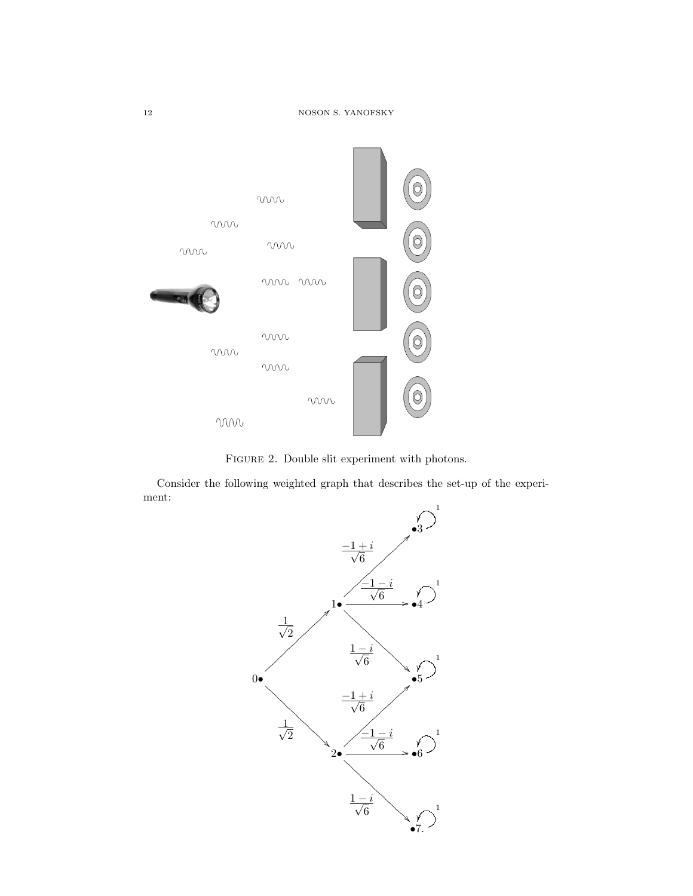FIGURE 2. Double slit experiment with photons.

Consider the following weighted graph that describes the set-up of the experiment:

$$
\begin{array}{l}
0 \xrightarrow{\frac{1}{\sqrt{2}}} 1, \quad 0 \xrightarrow{\frac{1}{\sqrt{2}}} 2, \\
1 \xrightarrow{\frac{-1+i}{\sqrt{6}}} 3, \quad 1 \xrightarrow{\frac{-1-i}{\sqrt{6}}} 4, \quad 1 \xrightarrow{\frac{1-i}{\sqrt{6}}} 5, \\
2 \xrightarrow{\frac{-1+i}{\sqrt{6}}} 5, \quad 2 \xrightarrow{\frac{-1-i}{\sqrt{6}}} 6, \quad 2 \xrightarrow{\frac{1-i}{\sqrt{6}}} 7, \\
3 \xrightarrow{1} 3, \quad 4 \xrightarrow{1} 4, \quad 5 \xrightarrow{1} 5, \quad 6 \xrightarrow{1} 6, \quad 7 \xrightarrow{1} 7.
\end{array}
$$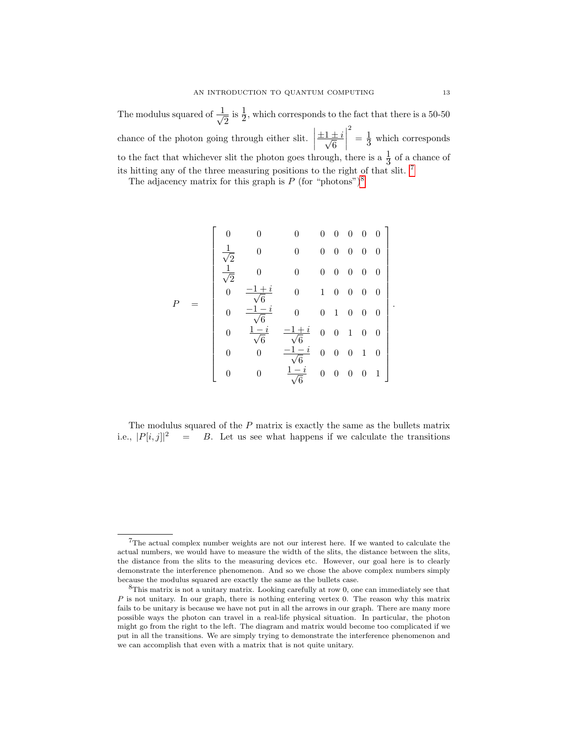The modulus squared of $\frac{1}{\sqrt{2}}$ is $\frac{1}{2}$, which corresponds to the fact that there is a 50-50 chance of the photon going through either slit. $\left|\frac{\pm 1 \pm i}{\sqrt{6}}\right|^2 = \frac{1}{3}$ which corresponds to the fact that whichever slit the photon goes through, there is a $\frac{1}{3}$ of a chance of its hitting any of the three measuring positions to the right of that slit. [7]

The adjacency matrix for this graph is $P$ (for "photons")[8]

$$
P \quad = \quad \begin{bmatrix}
0 & 0 & 0 & 0 & 0 & 0 & 0 & 0 \\
\frac{1}{\sqrt{2}} & 0 & 0 & 0 & 0 & 0 & 0 & 0 \\
\frac{1}{\sqrt{2}} & 0 & 0 & 0 & 0 & 0 & 0 & 0 \\
0 & \frac{-1+i}{\sqrt{6}} & 0 & 1 & 0 & 0 & 0 & 0 \\
0 & \frac{-1-i}{\sqrt{6}} & 0 & 0 & 1 & 0 & 0 & 0 \\
0 & \frac{1-i}{\sqrt{6}} & \frac{-1+i}{\sqrt{6}} & 0 & 0 & 1 & 0 & 0 \\
0 & 0 & \frac{-1-i}{\sqrt{6}} & 0 & 0 & 0 & 1 & 0 \\
0 & 0 & \frac{1-i}{\sqrt{6}} & 0 & 0 & 0 & 0 & 1
\end{bmatrix}.
$$

The modulus squared of the $P$ matrix is exactly the same as the bullets matrix i.e., $|P[i,j]|^2 \quad = \quad B$. Let us see what happens if we calculate the transitions

---

[7] The actual complex number weights are not our interest here. If we wanted to calculate the actual numbers, we would have to measure the width of the slits, the distance between the slits, the distance from the slits to the measuring devices etc. However, our goal here is to clearly demonstrate the interference phenomenon. And so we chose the above complex numbers simply because the modulus squared are exactly the same as the bullets case.

[8] This matrix is not a unitary matrix. Looking carefully at row 0, one can immediately see that $P$ is not unitary. In our graph, there is nothing entering vertex 0. The reason why this matrix fails to be unitary is because we have not put in all the arrows in our graph. There are many more possible ways the photon can travel in a real-life physical situation. In particular, the photon might go from the right to the left. The diagram and matrix would become too complicated if we put in all the transitions. We are simply trying to demonstrate the interference phenomenon and we can accomplish that even with a matrix that is not quite unitary.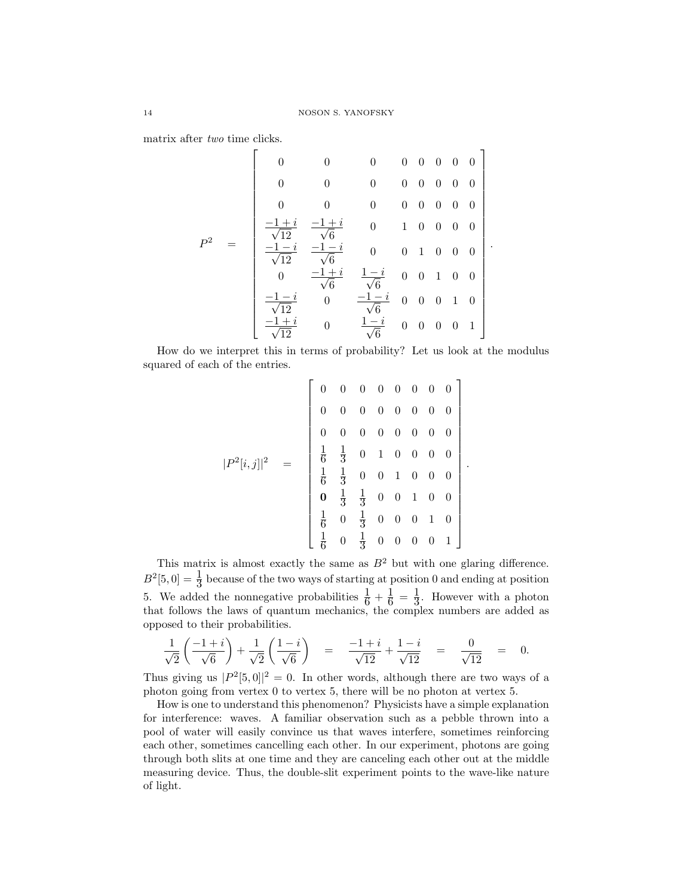matrix after *two* time clicks.

$$P^2 \quad = \quad \begin{bmatrix} 0 & 0 & 0 & 0 & 0 & 0 & 0 & 0 \\ 0 & 0 & 0 & 0 & 0 & 0 & 0 & 0 \\ 0 & 0 & 0 & 0 & 0 & 0 & 0 & 0 \\ \frac{-1+i}{\sqrt{12}} & \frac{-1+i}{\sqrt{6}} & 0 & 1 & 0 & 0 & 0 & 0 \\ \frac{-1-i}{\sqrt{12}} & \frac{-1-i}{\sqrt{6}} & 0 & 0 & 1 & 0 & 0 & 0 \\ 0 & \frac{-1+i}{\sqrt{6}} & \frac{1-i}{\sqrt{6}} & 0 & 0 & 1 & 0 & 0 \\ \frac{-1-i}{\sqrt{12}} & 0 & \frac{-1-i}{\sqrt{6}} & 0 & 0 & 0 & 1 & 0 \\ \frac{-1+i}{\sqrt{12}} & 0 & \frac{1-i}{\sqrt{6}} & 0 & 0 & 0 & 0 & 1 \end{bmatrix}.$$

How do we interpret this in terms of probability? Let us look at the modulus squared of each of the entries.

$$|P^2[i,j]|^2 \quad = \quad \begin{bmatrix} 0 & 0 & 0 & 0 & 0 & 0 & 0 & 0 \\ 0 & 0 & 0 & 0 & 0 & 0 & 0 & 0 \\ 0 & 0 & 0 & 0 & 0 & 0 & 0 & 0 \\ \frac{1}{6} & \frac{1}{3} & 0 & 1 & 0 & 0 & 0 & 0 \\ \frac{1}{6} & \frac{1}{3} & 0 & 0 & 1 & 0 & 0 & 0 \\ \mathbf{0} & \frac{1}{3} & \frac{1}{3} & 0 & 0 & 1 & 0 & 0 \\ \frac{1}{6} & 0 & \frac{1}{3} & 0 & 0 & 0 & 1 & 0 \\ \frac{1}{6} & 0 & \frac{1}{3} & 0 & 0 & 0 & 0 & 1 \end{bmatrix}.$$

This matrix is almost exactly the same as $B^2$ but with one glaring difference. $B^2[5,0] = \frac{1}{3}$ because of the two ways of starting at position 0 and ending at position 5. We added the nonnegative probabilities $\frac{1}{6} + \frac{1}{6} = \frac{1}{3}$. However with a photon that follows the laws of quantum mechanics, the complex numbers are added as opposed to their probabilities.

$$\frac{1}{\sqrt{2}}\left(\frac{-1+i}{\sqrt{6}}\right) + \frac{1}{\sqrt{2}}\left(\frac{1-i}{\sqrt{6}}\right) \quad = \quad \frac{-1+i}{\sqrt{12}} + \frac{1-i}{\sqrt{12}} \quad = \quad \frac{0}{\sqrt{12}} \quad = \quad 0.$$

Thus giving us $|P^2[5,0]|^2 = 0$. In other words, although there are two ways of a photon going from vertex 0 to vertex 5, there will be no photon at vertex 5.

How is one to understand this phenomenon? Physicists have a simple explanation for interference: waves. A familiar observation such as a pebble thrown into a pool of water will easily convince us that waves interfere, sometimes reinforcing each other, sometimes cancelling each other. In our experiment, photons are going through both slits at one time and they are canceling each other out at the middle measuring device. Thus, the double-slit experiment points to the wave-like nature of light.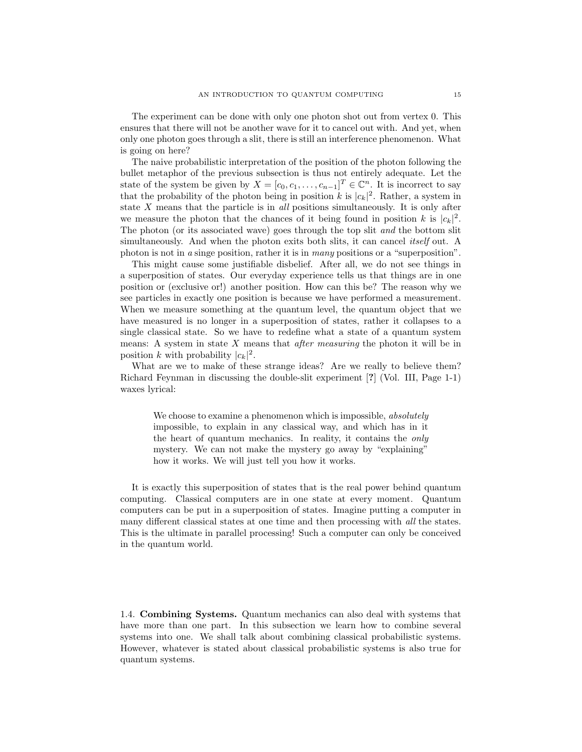The experiment can be done with only one photon shot out from vertex 0. This ensures that there will not be another wave for it to cancel out with. And yet, when only one photon goes through a slit, there is still an interference phenomenon. What is going on here?

The naive probabilistic interpretation of the position of the photon following the bullet metaphor of the previous subsection is thus not entirely adequate. Let the state of the system be given by $X = [c_0, c_1, \ldots, c_{n-1}]^T \in \mathbb{C}^n$. It is incorrect to say that the probability of the photon being in position $k$ is $|c_k|^2$. Rather, a system in state $X$ means that the particle is in *all* positions simultaneously. It is only after we measure the photon that the chances of it being found in position $k$ is $|c_k|^2$. The photon (or its associated wave) goes through the top slit *and* the bottom slit simultaneously. And when the photon exits both slits, it can cancel *itself* out. A photon is not in *a* singe position, rather it is in *many* positions or a "superposition".

This might cause some justifiable disbelief. After all, we do not see things in a superposition of states. Our everyday experience tells us that things are in one position or (exclusive or!) another position. How can this be? The reason why we see particles in exactly one position is because we have performed a measurement. When we measure something at the quantum level, the quantum object that we have measured is no longer in a superposition of states, rather it collapses to a single classical state. So we have to redefine what a state of a quantum system means: A system in state $X$ means that *after measuring* the photon it will be in position $k$ with probability $|c_k|^2$.

What are we to make of these strange ideas? Are we really to believe them? Richard Feynman in discussing the double-slit experiment [**?**] (Vol. III, Page 1-1) waxes lyrical:

> We choose to examine a phenomenon which is impossible, *absolutely* impossible, to explain in any classical way, and which has in it the heart of quantum mechanics. In reality, it contains the *only* mystery. We can not make the mystery go away by "explaining" how it works. We will just tell you how it works.

It is exactly this superposition of states that is the real power behind quantum computing. Classical computers are in one state at every moment. Quantum computers can be put in a superposition of states. Imagine putting a computer in many different classical states at one time and then processing with *all* the states. This is the ultimate in parallel processing! Such a computer can only be conceived in the quantum world.

1.4. **Combining Systems.** Quantum mechanics can also deal with systems that have more than one part. In this subsection we learn how to combine several systems into one. We shall talk about combining classical probabilistic systems. However, whatever is stated about classical probabilistic systems is also true for quantum systems.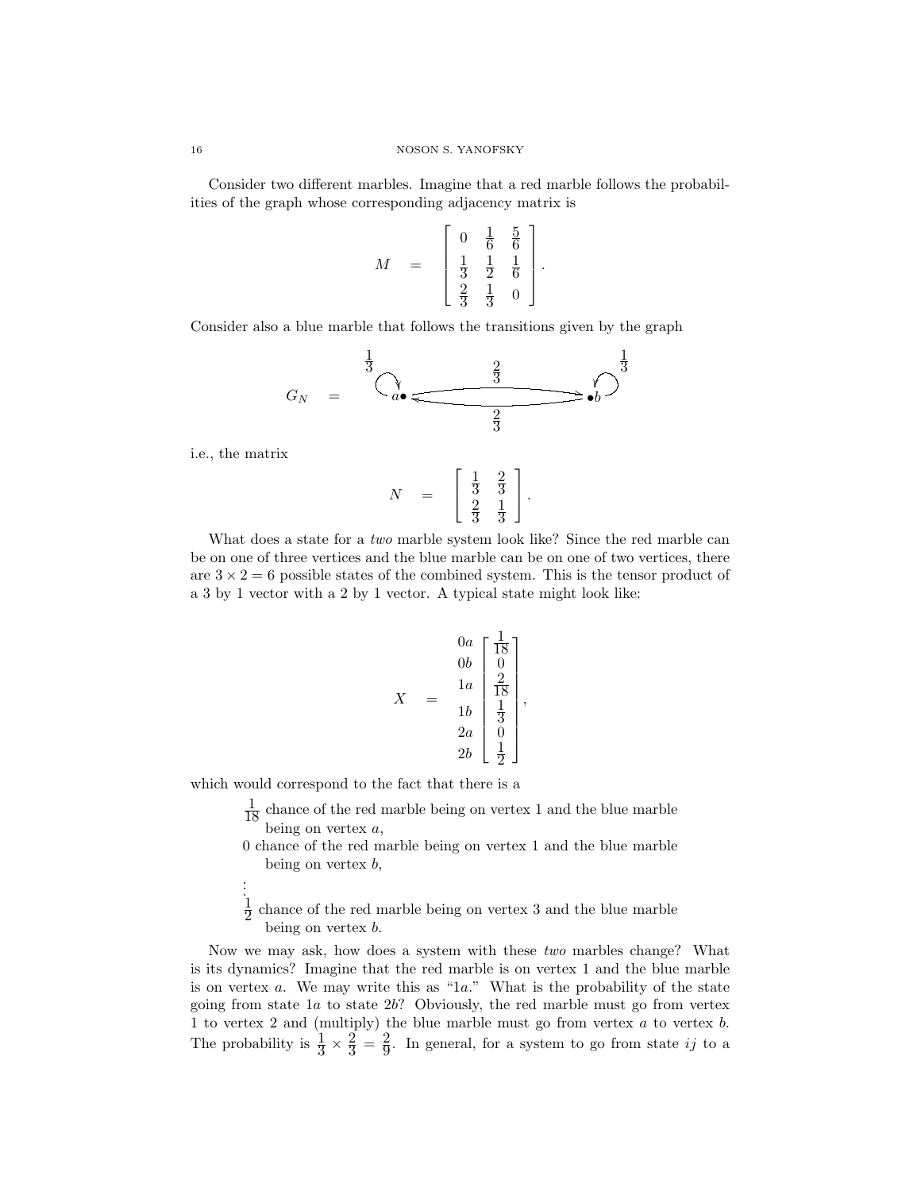Consider two different marbles. Imagine that a red marble follows the probabilities of the graph whose corresponding adjacency matrix is

$$M \quad = \quad \begin{bmatrix} 0 & \frac{1}{6} & \frac{5}{6} \\ \frac{1}{3} & \frac{1}{2} & \frac{1}{6} \\ \frac{2}{3} & \frac{1}{3} & 0 \end{bmatrix}.$$

Consider also a blue marble that follows the transitions given by the graph

$$G_N \quad = \quad \text{(graph with vertices } a \text{ and } b\text{; loop at } a \text{ with weight } \tfrac{1}{3}\text{, loop at } b \text{ with weight } \tfrac{1}{3}\text{, edge } a \to b \text{ with weight } \tfrac{2}{3}\text{, edge } b \to a \text{ with weight } \tfrac{2}{3}\text{)}$$

i.e., the matrix

$$N \quad = \quad \begin{bmatrix} \frac{1}{3} & \frac{2}{3} \\ \frac{2}{3} & \frac{1}{3} \end{bmatrix}.$$

What does a state for a *two* marble system look like? Since the red marble can be on one of three vertices and the blue marble can be on one of two vertices, there are $3 \times 2 = 6$ possible states of the combined system. This is the tensor product of a 3 by 1 vector with a 2 by 1 vector. A typical state might look like:

$$X \quad = \quad \begin{matrix} 0a \\ 0b \\ 1a \\ 1b \\ 2a \\ 2b \end{matrix} \begin{bmatrix} \frac{1}{18} \\ 0 \\ \frac{2}{18} \\ \frac{1}{3} \\ 0 \\ \frac{1}{2} \end{bmatrix},$$

which would correspond to the fact that there is a

> $\frac{1}{18}$ chance of the red marble being on vertex 1 and the blue marble being on vertex $a$,
>
> 0 chance of the red marble being on vertex 1 and the blue marble being on vertex $b$,
>
> $\vdots$
>
> $\frac{1}{2}$ chance of the red marble being on vertex 3 and the blue marble being on vertex $b$.

Now we may ask, how does a system with these *two* marbles change? What is its dynamics? Imagine that the red marble is on vertex 1 and the blue marble is on vertex $a$. We may write this as "$1a$." What is the probability of the state going from state $1a$ to state $2b$? Obviously, the red marble must go from vertex 1 to vertex 2 and (multiply) the blue marble must go from vertex $a$ to vertex $b$. The probability is $\frac{1}{3} \times \frac{2}{3} = \frac{2}{9}$. In general, for a system to go from state $ij$ to a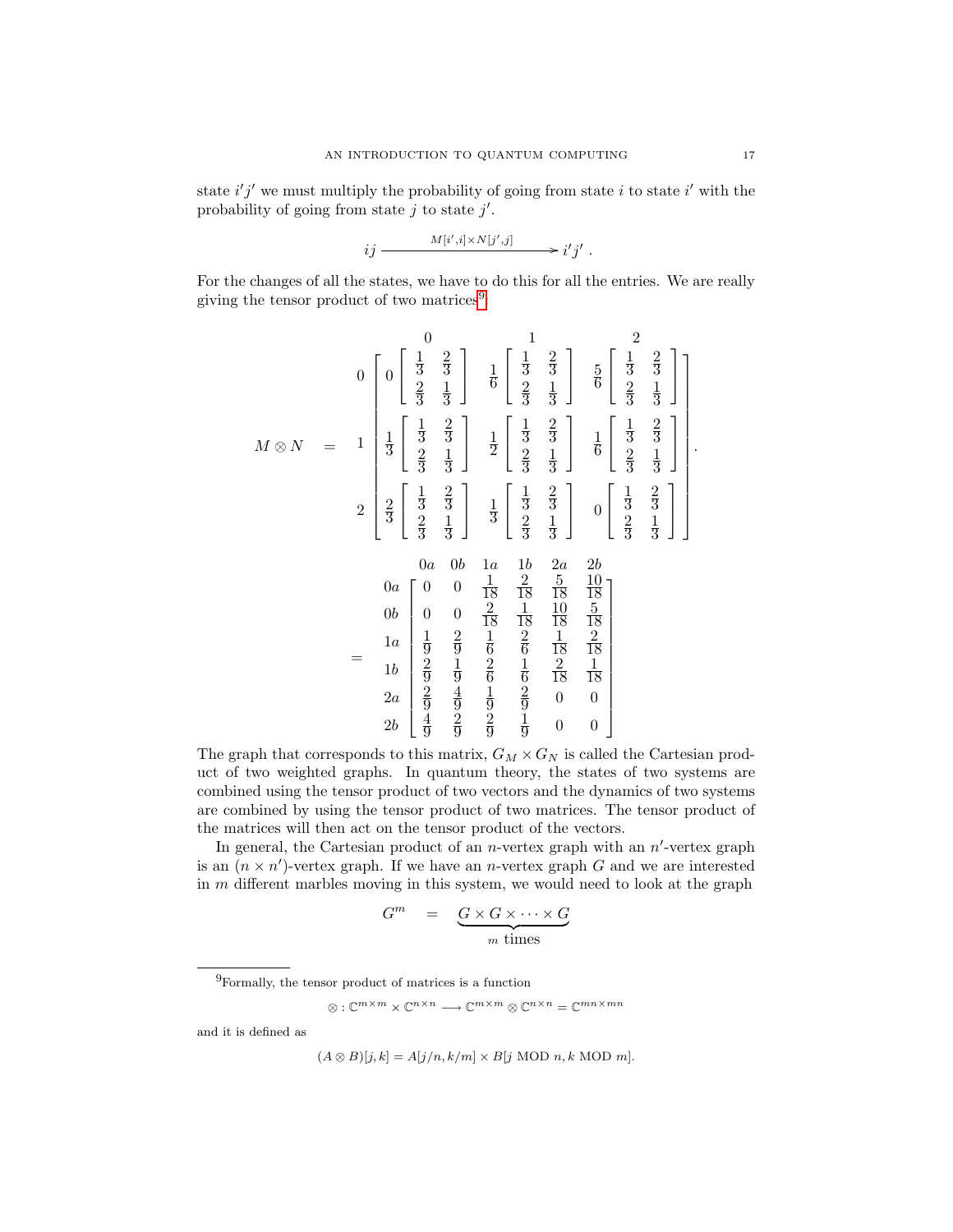state $i'j'$ we must multiply the probability of going from state $i$ to state $i'$ with the probability of going from state $j$ to state $j'$.

$$ij \xrightarrow{\quad M[i',i]\times N[j',j] \quad} i'j' \; .$$

For the changes of all the states, we have to do this for all the entries. We are really giving the tensor product of two matrices[9]:

$$M \otimes N \quad = \quad \begin{array}{c} \\ 0 \\ \\ 1 \\ \\ 2 \end{array} \begin{array}{c} \begin{array}{ccc} \quad\quad 0 \quad\quad & \quad\quad 1 \quad\quad & \quad\quad 2 \quad\quad \end{array} \\ \left[ \begin{array}{ccc} 0 \begin{bmatrix} \frac{1}{3} & \frac{2}{3} \\ \frac{2}{3} & \frac{1}{3} \end{bmatrix} & \frac{1}{6} \begin{bmatrix} \frac{1}{3} & \frac{2}{3} \\ \frac{2}{3} & \frac{1}{3} \end{bmatrix} & \frac{5}{6} \begin{bmatrix} \frac{1}{3} & \frac{2}{3} \\ \frac{2}{3} & \frac{1}{3} \end{bmatrix} \\ \frac{1}{3} \begin{bmatrix} \frac{1}{3} & \frac{2}{3} \\ \frac{2}{3} & \frac{1}{3} \end{bmatrix} & \frac{1}{2} \begin{bmatrix} \frac{1}{3} & \frac{2}{3} \\ \frac{2}{3} & \frac{1}{3} \end{bmatrix} & \frac{1}{6} \begin{bmatrix} \frac{1}{3} & \frac{2}{3} \\ \frac{2}{3} & \frac{1}{3} \end{bmatrix} \\ \frac{2}{3} \begin{bmatrix} \frac{1}{3} & \frac{2}{3} \\ \frac{2}{3} & \frac{1}{3} \end{bmatrix} & \frac{1}{3} \begin{bmatrix} \frac{1}{3} & \frac{2}{3} \\ \frac{2}{3} & \frac{1}{3} \end{bmatrix} & 0 \begin{bmatrix} \frac{1}{3} & \frac{2}{3} \\ \frac{2}{3} & \frac{1}{3} \end{bmatrix} \end{array} \right] \end{array} .$$

$$= \begin{array}{c} \\ 0a \\ 0b \\ 1a \\ 1b \\ 2a \\ 2b \end{array} \begin{array}{c} \begin{array}{cccccc} 0a & 0b & 1a & 1b & 2a & 2b \end{array} \\ \begin{bmatrix} 0 & 0 & \frac{1}{18} & \frac{2}{18} & \frac{5}{18} & \frac{10}{18} \\ 0 & 0 & \frac{2}{18} & \frac{1}{18} & \frac{10}{18} & \frac{5}{18} \\ \frac{1}{9} & \frac{2}{9} & \frac{1}{6} & \frac{2}{6} & \frac{1}{18} & \frac{2}{18} \\ \frac{2}{9} & \frac{1}{9} & \frac{2}{6} & \frac{1}{6} & \frac{2}{18} & \frac{1}{18} \\ \frac{2}{9} & \frac{4}{9} & \frac{1}{9} & \frac{2}{9} & 0 & 0 \\ \frac{4}{9} & \frac{2}{9} & \frac{2}{9} & \frac{1}{9} & 0 & 0 \end{bmatrix} \end{array}$$

The graph that corresponds to this matrix, $G_M \times G_N$ is called the Cartesian product of two weighted graphs. In quantum theory, the states of two systems are combined using the tensor product of two vectors and the dynamics of two systems are combined by using the tensor product of two matrices. The tensor product of the matrices will then act on the tensor product of the vectors.

In general, the Cartesian product of an $n$-vertex graph with an $n'$-vertex graph is an $(n \times n')$-vertex graph. If we have an $n$-vertex graph $G$ and we are interested in $m$ different marbles moving in this system, we would need to look at the graph

$$G^m \quad = \quad \underbrace{G \times G \times \cdots \times G}_{m \text{ times}}$$

[9]Formally, the tensor product of matrices is a function

$$\otimes : \mathbb{C}^{m \times m} \times \mathbb{C}^{n \times n} \longrightarrow \mathbb{C}^{m \times m} \otimes \mathbb{C}^{n \times n} = \mathbb{C}^{mn \times mn}$$

and it is defined as

$$(A \otimes B)[j,k] = A[j/n, k/m] \times B[j \text{ MOD } n, k \text{ MOD } m].$$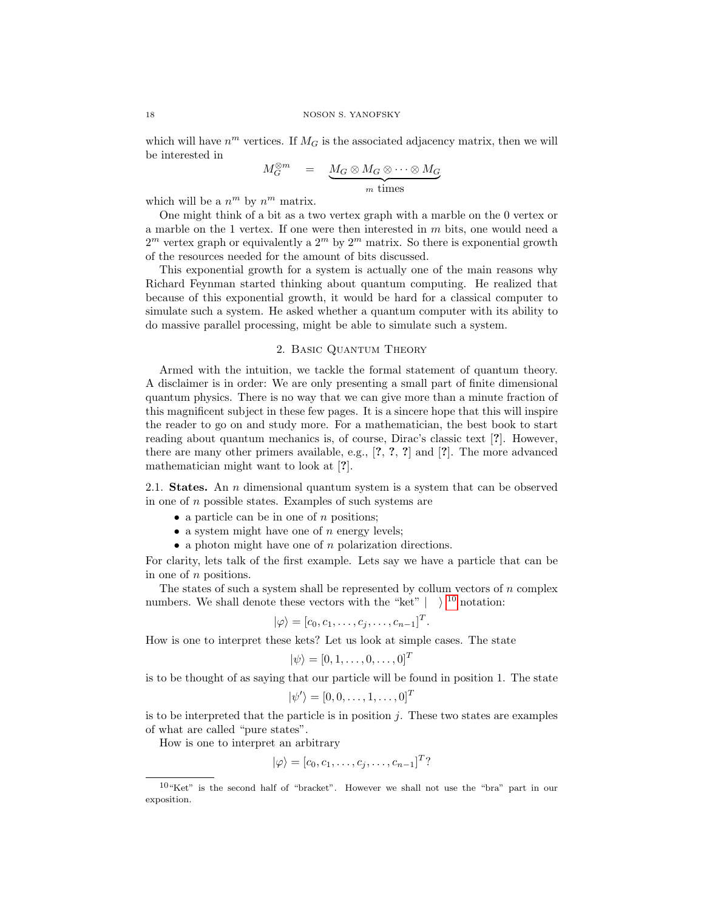which will have $n^m$ vertices. If $M_G$ is the associated adjacency matrix, then we will be interested in

$$M_G^{\otimes m} \quad = \quad \underbrace{M_G \otimes M_G \otimes \cdots \otimes M_G}_{m \text{ times}}$$

which will be a $n^m$ by $n^m$ matrix.

One might think of a bit as a two vertex graph with a marble on the 0 vertex or a marble on the 1 vertex. If one were then interested in $m$ bits, one would need a $2^m$ vertex graph or equivalently a $2^m$ by $2^m$ matrix. So there is exponential growth of the resources needed for the amount of bits discussed.

This exponential growth for a system is actually one of the main reasons why Richard Feynman started thinking about quantum computing. He realized that because of this exponential growth, it would be hard for a classical computer to simulate such a system. He asked whether a quantum computer with its ability to do massive parallel processing, might be able to simulate such a system.

## 2. Basic Quantum Theory

Armed with the intuition, we tackle the formal statement of quantum theory. A disclaimer is in order: We are only presenting a small part of finite dimensional quantum physics. There is no way that we can give more than a minute fraction of this magnificent subject in these few pages. It is a sincere hope that this will inspire the reader to go on and study more. For a mathematician, the best book to start reading about quantum mechanics is, of course, Dirac's classic text [?]. However, there are many other primers available, e.g., [?, ?, ?] and [?]. The more advanced mathematician might want to look at [?].

2.1. **States.** An $n$ dimensional quantum system is a system that can be observed in one of $n$ possible states. Examples of such systems are

- a particle can be in one of $n$ positions;
- a system might have one of $n$ energy levels;
- a photon might have one of $n$ polarization directions.

For clarity, lets talk of the first example. Lets say we have a particle that can be in one of $n$ positions.

The states of such a system shall be represented by collum vectors of $n$ complex numbers. We shall denote these vectors with the "ket" $|\ \ \rangle$ [10] notation:

$$|\varphi\rangle = [c_0, c_1, \ldots, c_j, \ldots, c_{n-1}]^T.$$

How is one to interpret these kets? Let us look at simple cases. The state

$$|\psi\rangle = [0, 1, \ldots, 0, \ldots, 0]^T$$

is to be thought of as saying that our particle will be found in position 1. The state

$$|\psi'\rangle = [0, 0, \ldots, 1, \ldots, 0]^T$$

is to be interpreted that the particle is in position $j$. These two states are examples of what are called "pure states".

How is one to interpret an arbitrary

$$|\varphi\rangle = [c_0, c_1, \ldots, c_j, \ldots, c_{n-1}]^T?$$

[10] "Ket" is the second half of "bracket". However we shall not use the "bra" part in our exposition.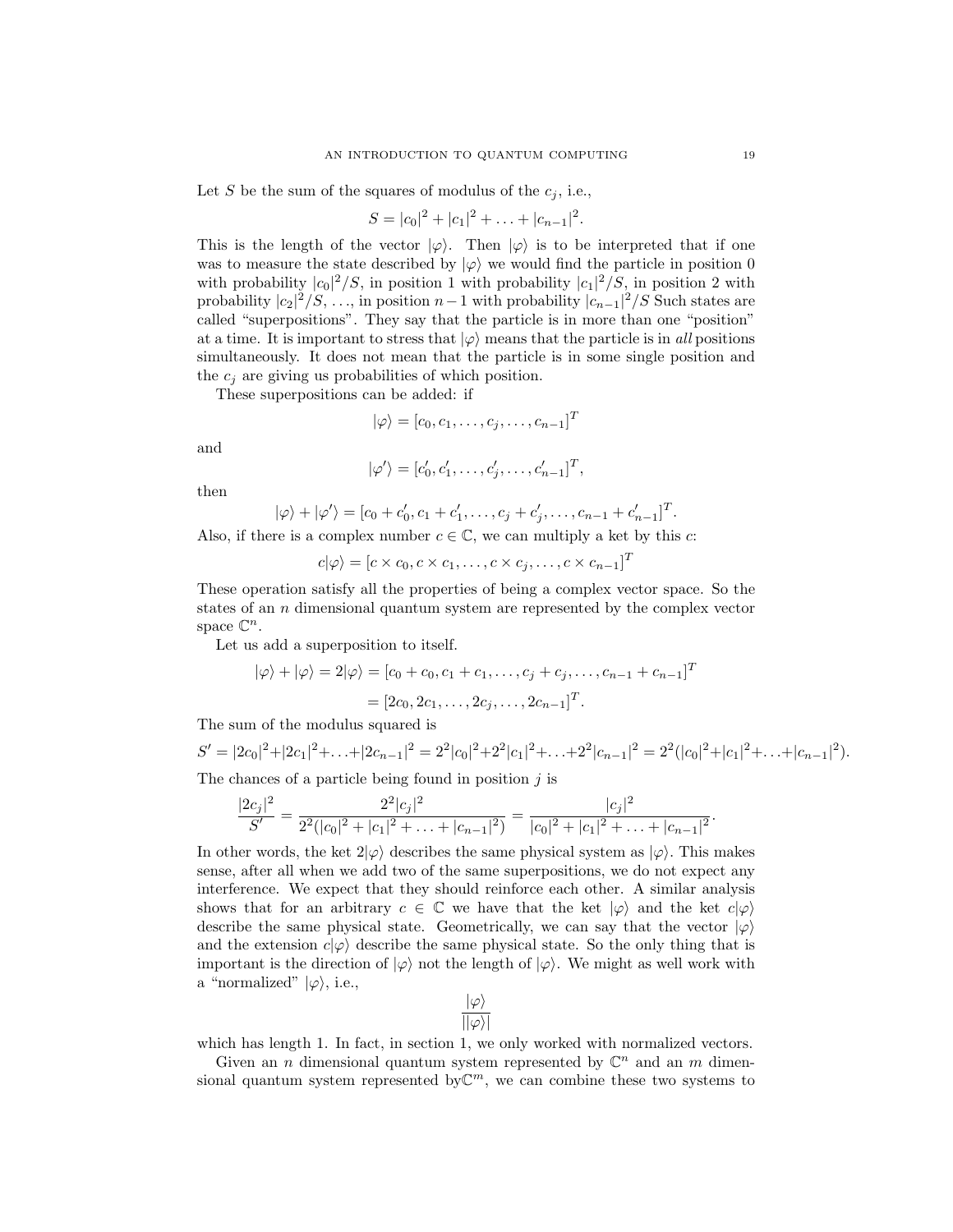Let $S$ be the sum of the squares of modulus of the $c_j$, i.e.,

$$S = |c_0|^2 + |c_1|^2 + \ldots + |c_{n-1}|^2.$$

This is the length of the vector $|\varphi\rangle$. Then $|\varphi\rangle$ is to be interpreted that if one was to measure the state described by $|\varphi\rangle$ we would find the particle in position 0 with probability $|c_0|^2/S$, in position 1 with probability $|c_1|^2/S$, in position 2 with probability $|c_2|^2/S$, $\ldots$, in position $n-1$ with probability $|c_{n-1}|^2/S$ Such states are called "superpositions". They say that the particle is in more than one "position" at a time. It is important to stress that $|\varphi\rangle$ means that the particle is in *all* positions simultaneously. It does not mean that the particle is in some single position and the $c_j$ are giving us probabilities of which position.

These superpositions can be added: if

$$|\varphi\rangle = [c_0, c_1, \ldots, c_j, \ldots, c_{n-1}]^T$$

and

$$|\varphi'\rangle = [c'_0, c'_1, \ldots, c'_j, \ldots, c'_{n-1}]^T,$$

then

$$|\varphi\rangle + |\varphi'\rangle = [c_0 + c'_0, c_1 + c'_1, \ldots, c_j + c'_j, \ldots, c_{n-1} + c'_{n-1}]^T.$$

Also, if there is a complex number $c \in \mathbb{C}$, we can multiply a ket by this $c$:

$$c|\varphi\rangle = [c \times c_0, c \times c_1, \ldots, c \times c_j, \ldots, c \times c_{n-1}]^T$$

These operation satisfy all the properties of being a complex vector space. So the states of an $n$ dimensional quantum system are represented by the complex vector space $\mathbb{C}^n$.

Let us add a superposition to itself.

$$\begin{aligned} |\varphi\rangle + |\varphi\rangle = 2|\varphi\rangle &= [c_0 + c_0, c_1 + c_1, \ldots, c_j + c_j, \ldots, c_{n-1} + c_{n-1}]^T \\ &= [2c_0, 2c_1, \ldots, 2c_j, \ldots, 2c_{n-1}]^T. \end{aligned}$$

The sum of the modulus squared is

$$S' = |2c_0|^2 + |2c_1|^2 + \ldots + |2c_{n-1}|^2 = 2^2|c_0|^2 + 2^2|c_1|^2 + \ldots + 2^2|c_{n-1}|^2 = 2^2(|c_0|^2 + |c_1|^2 + \ldots + |c_{n-1}|^2).$$

The chances of a particle being found in position $j$ is

$$\frac{|2c_j|^2}{S'} = \frac{2^2|c_j|^2}{2^2(|c_0|^2 + |c_1|^2 + \ldots + |c_{n-1}|^2)} = \frac{|c_j|^2}{|c_0|^2 + |c_1|^2 + \ldots + |c_{n-1}|^2}.$$

In other words, the ket $2|\varphi\rangle$ describes the same physical system as $|\varphi\rangle$. This makes sense, after all when we add two of the same superpositions, we do not expect any interference. We expect that they should reinforce each other. A similar analysis shows that for an arbitrary $c \in \mathbb{C}$ we have that the ket $|\varphi\rangle$ and the ket $c|\varphi\rangle$ describe the same physical state. Geometrically, we can say that the vector $|\varphi\rangle$ and the extension $c|\varphi\rangle$ describe the same physical state. So the only thing that is important is the direction of $|\varphi\rangle$ not the length of $|\varphi\rangle$. We might as well work with a "normalized" $|\varphi\rangle$, i.e.,

$$\frac{|\varphi\rangle}{||\varphi\rangle|}$$

which has length 1. In fact, in section 1, we only worked with normalized vectors.

Given an $n$ dimensional quantum system represented by $\mathbb{C}^n$ and an $m$ dimensional quantum system represented by$\mathbb{C}^m$, we can combine these two systems to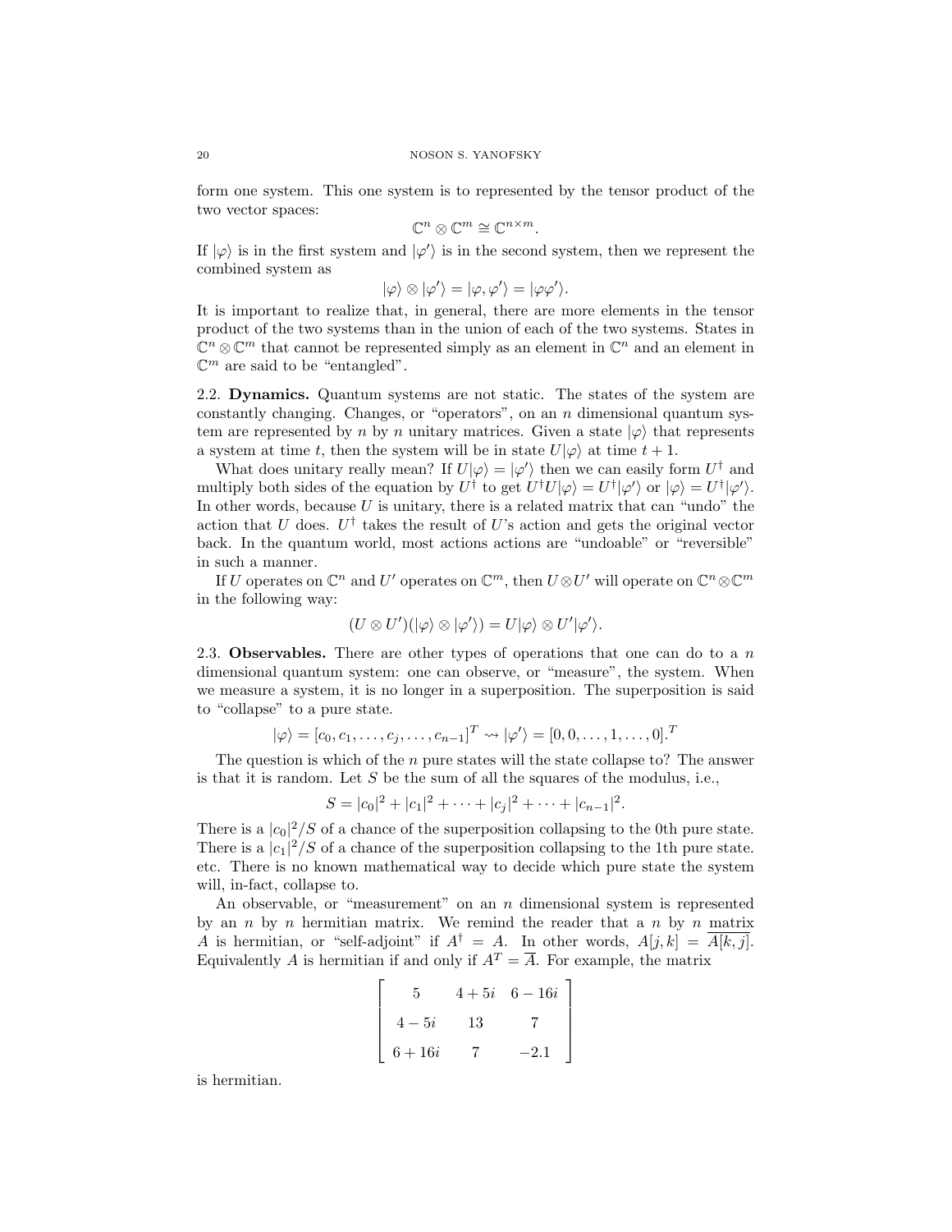form one system. This one system is to represented by the tensor product of the two vector spaces:

$$\mathbb{C}^n \otimes \mathbb{C}^m \cong \mathbb{C}^{n \times m}.$$

If $|\varphi\rangle$ is in the first system and $|\varphi'\rangle$ is in the second system, then we represent the combined system as

$$|\varphi\rangle \otimes |\varphi'\rangle = |\varphi, \varphi'\rangle = |\varphi\varphi'\rangle.$$

It is important to realize that, in general, there are more elements in the tensor product of the two systems than in the union of each of the two systems. States in $\mathbb{C}^n \otimes \mathbb{C}^m$ that cannot be represented simply as an element in $\mathbb{C}^n$ and an element in $\mathbb{C}^m$ are said to be "entangled".

2.2. **Dynamics.** Quantum systems are not static. The states of the system are constantly changing. Changes, or "operators", on an $n$ dimensional quantum system are represented by $n$ by $n$ unitary matrices. Given a state $|\varphi\rangle$ that represents a system at time $t$, then the system will be in state $U|\varphi\rangle$ at time $t+1$.

What does unitary really mean? If $U|\varphi\rangle = |\varphi'\rangle$ then we can easily form $U^\dagger$ and multiply both sides of the equation by $U^\dagger$ to get $U^\dagger U|\varphi\rangle = U^\dagger|\varphi'\rangle$ or $|\varphi\rangle = U^\dagger|\varphi'\rangle$. In other words, because $U$ is unitary, there is a related matrix that can "undo" the action that $U$ does. $U^\dagger$ takes the result of $U$'s action and gets the original vector back. In the quantum world, most actions actions are "undoable" or "reversible" in such a manner.

If $U$ operates on $\mathbb{C}^n$ and $U'$ operates on $\mathbb{C}^m$, then $U \otimes U'$ will operate on $\mathbb{C}^n \otimes \mathbb{C}^m$ in the following way:

$$(U \otimes U')(|\varphi\rangle \otimes |\varphi'\rangle) = U|\varphi\rangle \otimes U'|\varphi'\rangle.$$

2.3. **Observables.** There are other types of operations that one can do to a $n$ dimensional quantum system: one can observe, or "measure", the system. When we measure a system, it is no longer in a superposition. The superposition is said to "collapse" to a pure state.

$$|\varphi\rangle = [c_0, c_1, \ldots, c_j, \ldots, c_{n-1}]^T \rightsquigarrow |\varphi'\rangle = [0, 0, \ldots, 1, \ldots, 0].^T$$

The question is which of the $n$ pure states will the state collapse to? The answer is that it is random. Let $S$ be the sum of all the squares of the modulus, i.e.,

$$S = |c_0|^2 + |c_1|^2 + \cdots + |c_j|^2 + \cdots + |c_{n-1}|^2.$$

There is a $|c_0|^2/S$ of a chance of the superposition collapsing to the 0th pure state. There is a $|c_1|^2/S$ of a chance of the superposition collapsing to the 1th pure state. etc. There is no known mathematical way to decide which pure state the system will, in-fact, collapse to.

An observable, or "measurement" on an $n$ dimensional system is represented by an $n$ by $n$ hermitian matrix. We remind the reader that a $n$ by $n$ matrix $A$ is hermitian, or "self-adjoint" if $A^\dagger = A$. In other words, $A[j,k] = \overline{A[k,j]}$. Equivalently $A$ is hermitian if and only if $A^T = \overline{A}$. For example, the matrix

$$\begin{bmatrix} 5 & 4+5i & 6-16i \\ 4-5i & 13 & 7 \\ 6+16i & 7 & -2.1 \end{bmatrix}$$

is hermitian.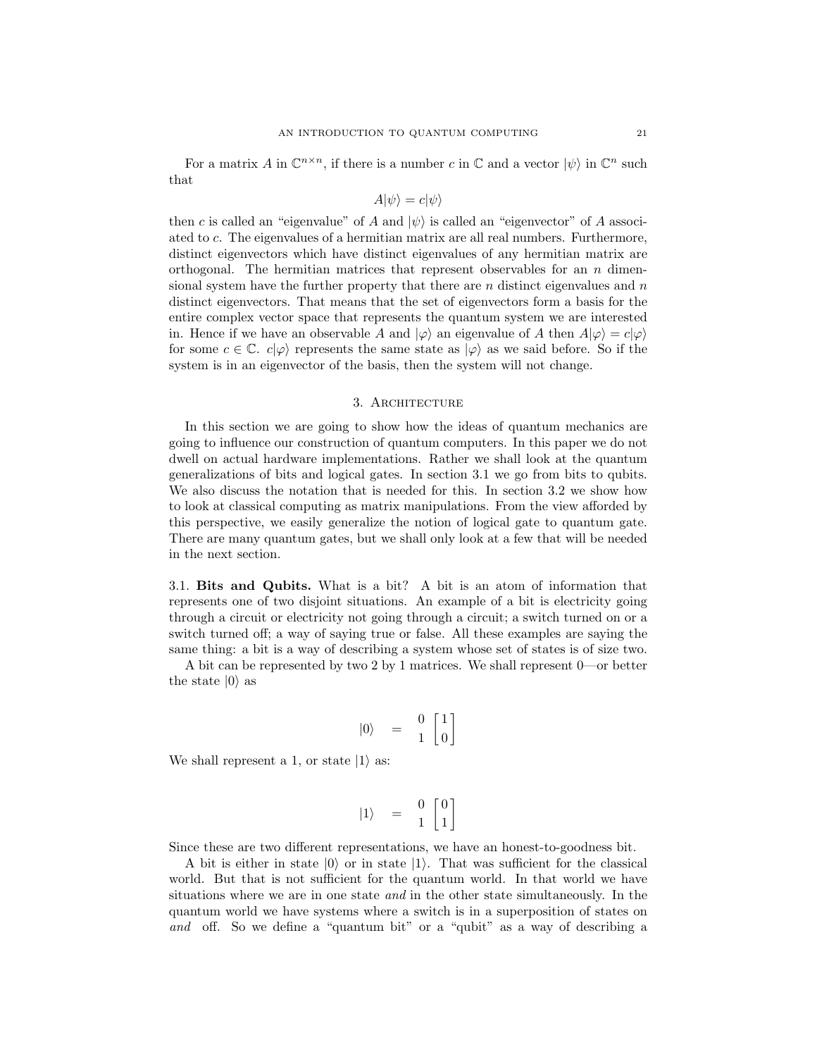For a matrix $A$ in $\mathbb{C}^{n\times n}$, if there is a number $c$ in $\mathbb{C}$ and a vector $|\psi\rangle$ in $\mathbb{C}^n$ such that

$$A|\psi\rangle = c|\psi\rangle$$

then $c$ is called an "eigenvalue" of $A$ and $|\psi\rangle$ is called an "eigenvector" of $A$ associated to $c$. The eigenvalues of a hermitian matrix are all real numbers. Furthermore, distinct eigenvectors which have distinct eigenvalues of any hermitian matrix are orthogonal. The hermitian matrices that represent observables for an $n$ dimensional system have the further property that there are $n$ distinct eigenvalues and $n$ distinct eigenvectors. That means that the set of eigenvectors form a basis for the entire complex vector space that represents the quantum system we are interested in. Hence if we have an observable $A$ and $|\varphi\rangle$ an eigenvalue of $A$ then $A|\varphi\rangle = c|\varphi\rangle$ for some $c \in \mathbb{C}$. $c|\varphi\rangle$ represents the same state as $|\varphi\rangle$ as we said before. So if the system is in an eigenvector of the basis, then the system will not change.

## 3. Architecture

In this section we are going to show how the ideas of quantum mechanics are going to influence our construction of quantum computers. In this paper we do not dwell on actual hardware implementations. Rather we shall look at the quantum generalizations of bits and logical gates. In section 3.1 we go from bits to qubits. We also discuss the notation that is needed for this. In section 3.2 we show how to look at classical computing as matrix manipulations. From the view afforded by this perspective, we easily generalize the notion of logical gate to quantum gate. There are many quantum gates, but we shall only look at a few that will be needed in the next section.

**3.1. Bits and Qubits.** What is a bit? A bit is an atom of information that represents one of two disjoint situations. An example of a bit is electricity going through a circuit or electricity not going through a circuit; a switch turned on or a switch turned off; a way of saying true or false. All these examples are saying the same thing: a bit is a way of describing a system whose set of states is of size two.

A bit can be represented by two 2 by 1 matrices. We shall represent 0—or better the state $|0\rangle$ as

$$|0\rangle \quad = \quad \begin{matrix} 0 \\ 1 \end{matrix} \begin{bmatrix} 1 \\ 0 \end{bmatrix}$$

We shall represent a 1, or state $|1\rangle$ as:

$$|1\rangle \quad = \quad \begin{matrix} 0 \\ 1 \end{matrix} \begin{bmatrix} 0 \\ 1 \end{bmatrix}$$

Since these are two different representations, we have an honest-to-goodness bit.

A bit is either in state $|0\rangle$ or in state $|1\rangle$. That was sufficient for the classical world. But that is not sufficient for the quantum world. In that world we have situations where we are in one state *and* in the other state simultaneously. In the quantum world we have systems where a switch is in a superposition of states on *and* off. So we define a "quantum bit" or a "qubit" as a way of describing a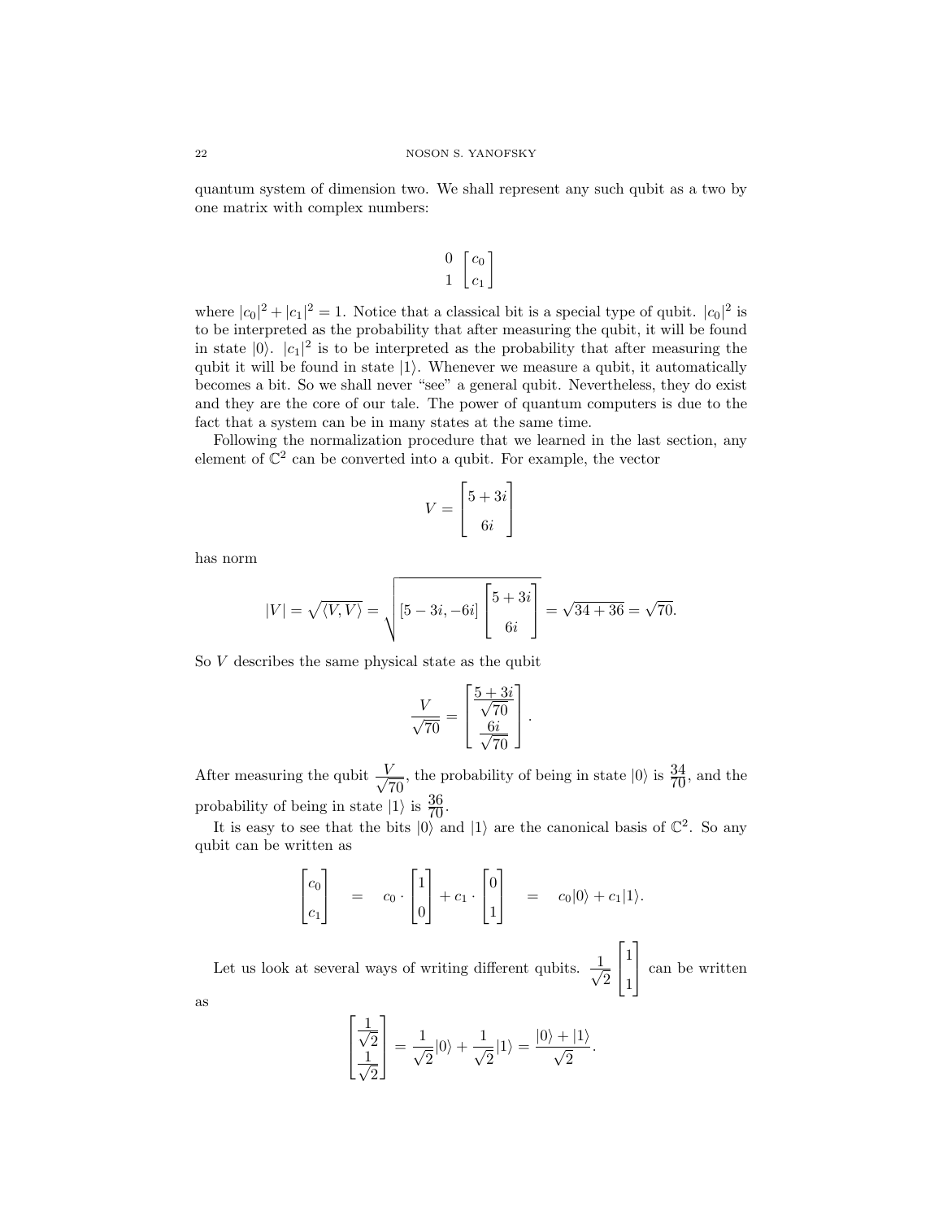quantum system of dimension two. We shall represent any such qubit as a two by one matrix with complex numbers:

$$\begin{matrix} 0 \\ 1 \end{matrix} \begin{bmatrix} c_0 \\ c_1 \end{bmatrix}$$

where $|c_0|^2 + |c_1|^2 = 1$. Notice that a classical bit is a special type of qubit. $|c_0|^2$ is to be interpreted as the probability that after measuring the qubit, it will be found in state $|0\rangle$. $|c_1|^2$ is to be interpreted as the probability that after measuring the qubit it will be found in state $|1\rangle$. Whenever we measure a qubit, it automatically becomes a bit. So we shall never "see" a general qubit. Nevertheless, they do exist and they are the core of our tale. The power of quantum computers is due to the fact that a system can be in many states at the same time.

Following the normalization procedure that we learned in the last section, any element of $\mathbb{C}^2$ can be converted into a qubit. For example, the vector

$$V = \begin{bmatrix} 5+3i \\ 6i \end{bmatrix}$$

has norm

$$|V| = \sqrt{\langle V, V \rangle} = \sqrt{[5-3i, -6i] \begin{bmatrix} 5+3i \\ 6i \end{bmatrix}} = \sqrt{34+36} = \sqrt{70}.$$

So $V$ describes the same physical state as the qubit

$$\frac{V}{\sqrt{70}} = \begin{bmatrix} \frac{5+3i}{\sqrt{70}} \\ \frac{6i}{\sqrt{70}} \end{bmatrix}.$$

After measuring the qubit $\frac{V}{\sqrt{70}}$, the probability of being in state $|0\rangle$ is $\frac{34}{70}$, and the probability of being in state $|1\rangle$ is $\frac{36}{70}$.

It is easy to see that the bits $|0\rangle$ and $|1\rangle$ are the canonical basis of $\mathbb{C}^2$. So any qubit can be written as

$$\begin{bmatrix} c_0 \\ c_1 \end{bmatrix} \quad = \quad c_0 \cdot \begin{bmatrix} 1 \\ 0 \end{bmatrix} + c_1 \cdot \begin{bmatrix} 0 \\ 1 \end{bmatrix} \quad = \quad c_0|0\rangle + c_1|1\rangle.$$

Let us look at several ways of writing different qubits. $\frac{1}{\sqrt{2}} \begin{bmatrix} 1 \\ 1 \end{bmatrix}$ can be written as

$$\begin{bmatrix} \frac{1}{\sqrt{2}} \\ \frac{1}{\sqrt{2}} \end{bmatrix} = \frac{1}{\sqrt{2}}|0\rangle + \frac{1}{\sqrt{2}}|1\rangle = \frac{|0\rangle + |1\rangle}{\sqrt{2}}.$$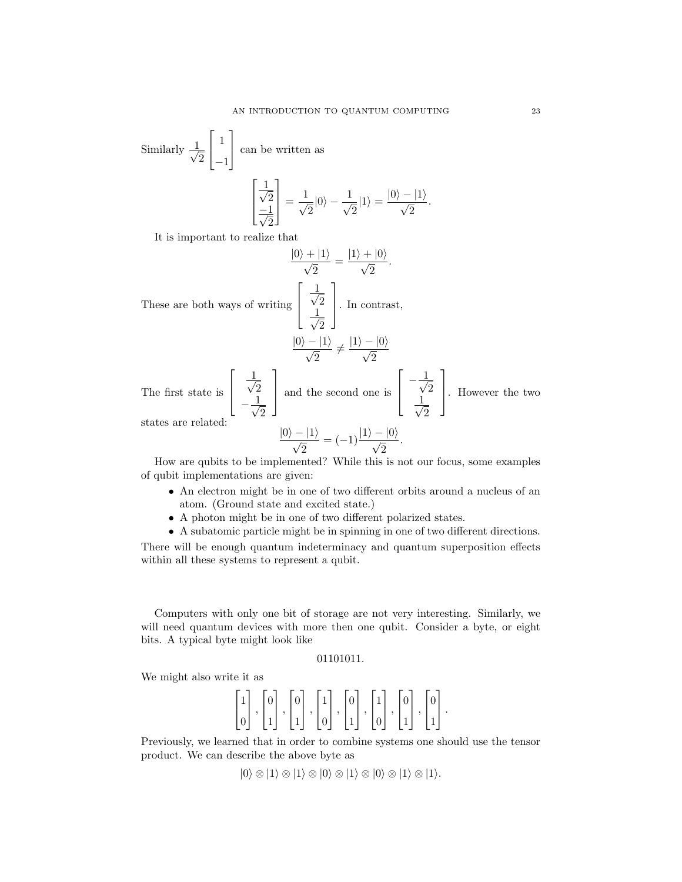Similarly $\frac{1}{\sqrt{2}}\begin{bmatrix} 1 \\ -1 \end{bmatrix}$ can be written as

$$\begin{bmatrix} \frac{1}{\sqrt{2}} \\ \frac{-1}{\sqrt{2}} \end{bmatrix} = \frac{1}{\sqrt{2}}|0\rangle - \frac{1}{\sqrt{2}}|1\rangle = \frac{|0\rangle - |1\rangle}{\sqrt{2}}.$$

It is important to realize that

$$\frac{|0\rangle + |1\rangle}{\sqrt{2}} = \frac{|1\rangle + |0\rangle}{\sqrt{2}}.$$

These are both ways of writing $\begin{bmatrix} \frac{1}{\sqrt{2}} \\ \frac{1}{\sqrt{2}} \end{bmatrix}$. In contrast,

$$\frac{|0\rangle - |1\rangle}{\sqrt{2}} \neq \frac{|1\rangle - |0\rangle}{\sqrt{2}}$$

The first state is $\begin{bmatrix} \frac{1}{\sqrt{2}} \\ -\frac{1}{\sqrt{2}} \end{bmatrix}$ and the second one is $\begin{bmatrix} -\frac{1}{\sqrt{2}} \\ \frac{1}{\sqrt{2}} \end{bmatrix}$. However the two states are related:

$$\frac{|0\rangle - |1\rangle}{\sqrt{2}} = (-1)\frac{|1\rangle - |0\rangle}{\sqrt{2}}.$$

How are qubits to be implemented? While this is not our focus, some examples of qubit implementations are given:

- An electron might be in one of two different orbits around a nucleus of an atom. (Ground state and excited state.)
- A photon might be in one of two different polarized states.
- A subatomic particle might be in spinning in one of two different directions.

There will be enough quantum indeterminacy and quantum superposition effects within all these systems to represent a qubit.

Computers with only one bit of storage are not very interesting. Similarly, we will need quantum devices with more then one qubit. Consider a byte, or eight bits. A typical byte might look like

$$01101011.$$

We might also write it as

$$\begin{bmatrix} 1 \\ 0 \end{bmatrix}, \begin{bmatrix} 0 \\ 1 \end{bmatrix}, \begin{bmatrix} 0 \\ 1 \end{bmatrix}, \begin{bmatrix} 1 \\ 0 \end{bmatrix}, \begin{bmatrix} 0 \\ 1 \end{bmatrix}, \begin{bmatrix} 1 \\ 0 \end{bmatrix}, \begin{bmatrix} 0 \\ 1 \end{bmatrix}, \begin{bmatrix} 0 \\ 1 \end{bmatrix}.$$

Previously, we learned that in order to combine systems one should use the tensor product. We can describe the above byte as

$$|0\rangle \otimes |1\rangle \otimes |1\rangle \otimes |0\rangle \otimes |1\rangle \otimes |0\rangle \otimes |1\rangle \otimes |1\rangle.$$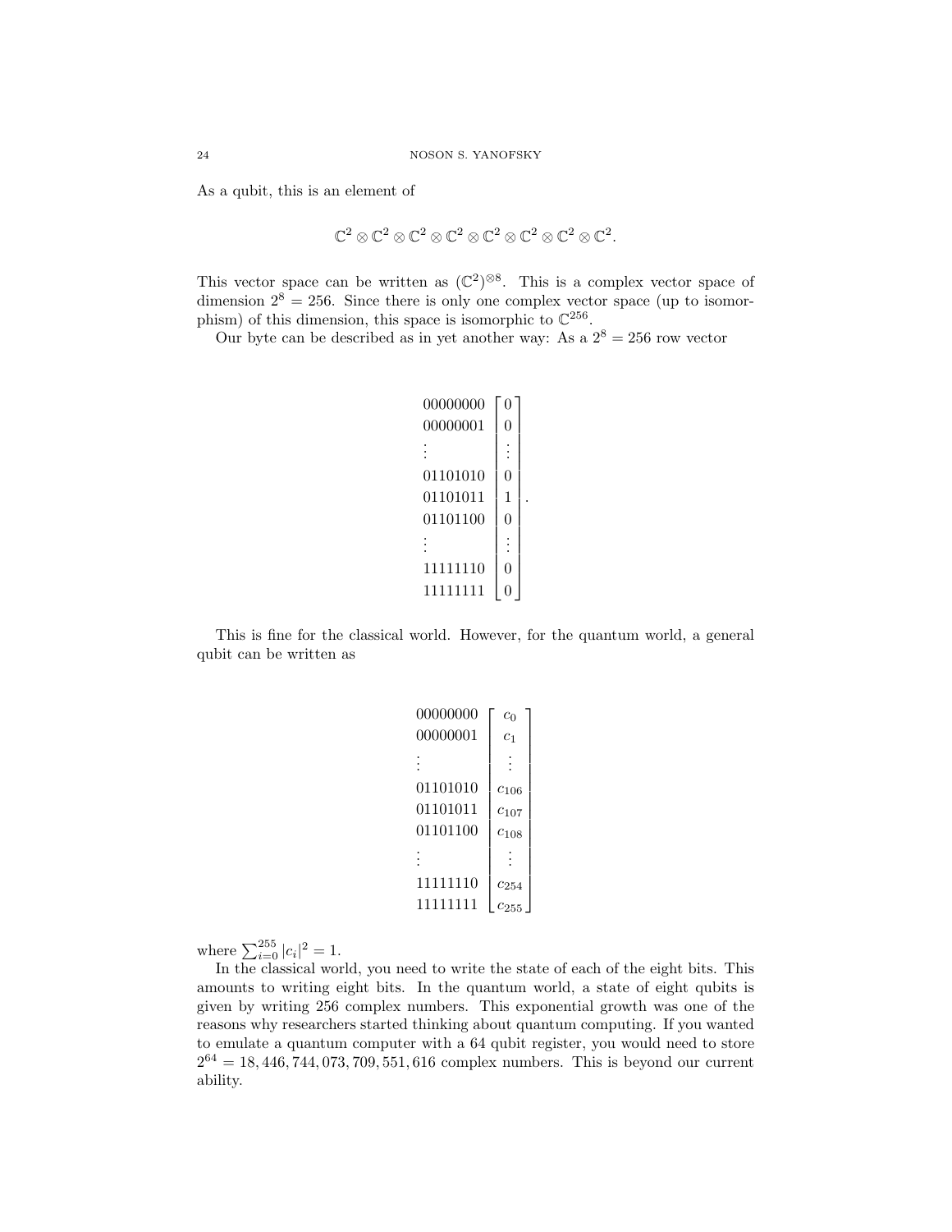As a qubit, this is an element of

$$\mathbb{C}^2 \otimes \mathbb{C}^2 \otimes \mathbb{C}^2 \otimes \mathbb{C}^2 \otimes \mathbb{C}^2 \otimes \mathbb{C}^2 \otimes \mathbb{C}^2 \otimes \mathbb{C}^2.$$

This vector space can be written as $(\mathbb{C}^2)^{\otimes 8}$. This is a complex vector space of dimension $2^8 = 256$. Since there is only one complex vector space (up to isomorphism) of this dimension, this space is isomorphic to $\mathbb{C}^{256}$.

Our byte can be described as in yet another way: As a $2^8 = 256$ row vector

$$\begin{array}{l} 00000000 \\ 00000001 \\ \vdots \\ 01101010 \\ 01101011 \\ 01101100 \\ \vdots \\ 11111110 \\ 11111111 \end{array} \begin{bmatrix} 0 \\ 0 \\ \vdots \\ 0 \\ 1 \\ 0 \\ \vdots \\ 0 \\ 0 \end{bmatrix}.$$

This is fine for the classical world. However, for the quantum world, a general qubit can be written as

$$\begin{array}{l} 00000000 \\ 00000001 \\ \vdots \\ 01101010 \\ 01101011 \\ 01101100 \\ \vdots \\ 11111110 \\ 11111111 \end{array} \begin{bmatrix} c_0 \\ c_1 \\ \vdots \\ c_{106} \\ c_{107} \\ c_{108} \\ \vdots \\ c_{254} \\ c_{255} \end{bmatrix}$$

where $\sum_{i=0}^{255} |c_i|^2 = 1$.

In the classical world, you need to write the state of each of the eight bits. This amounts to writing eight bits. In the quantum world, a state of eight qubits is given by writing 256 complex numbers. This exponential growth was one of the reasons why researchers started thinking about quantum computing. If you wanted to emulate a quantum computer with a 64 qubit register, you would need to store $2^{64} = 18,446,744,073,709,551,616$ complex numbers. This is beyond our current ability.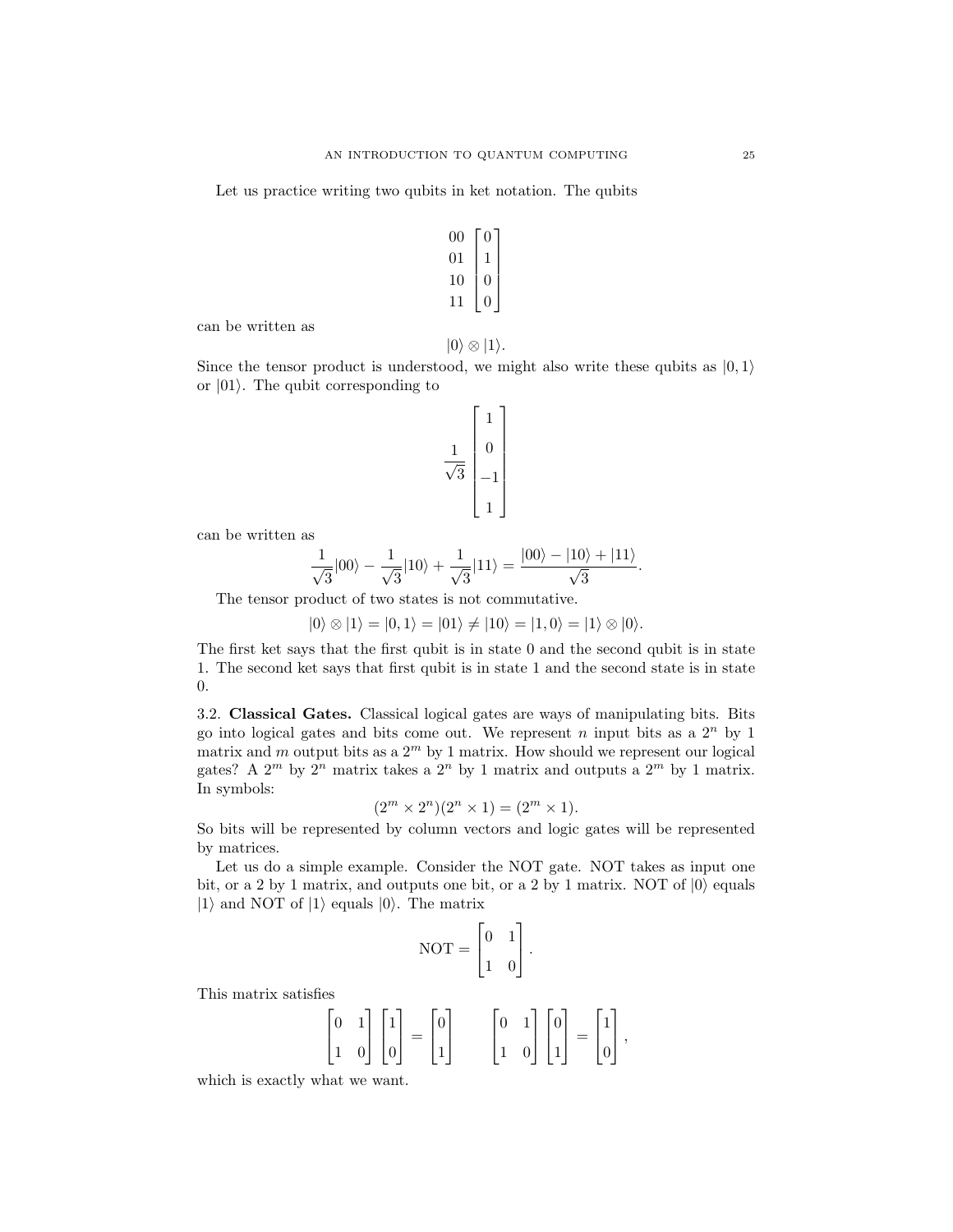Let us practice writing two qubits in ket notation. The qubits

$$\begin{matrix} 00 \\ 01 \\ 10 \\ 11 \end{matrix} \begin{bmatrix} 0 \\ 1 \\ 0 \\ 0 \end{bmatrix}$$

can be written as

$$|0\rangle \otimes |1\rangle.$$

Since the tensor product is understood, we might also write these qubits as $|0, 1\rangle$ or $|01\rangle$. The qubit corresponding to

$$\frac{1}{\sqrt{3}} \begin{bmatrix} 1 \\ 0 \\ -1 \\ 1 \end{bmatrix}$$

can be written as

$$\frac{1}{\sqrt{3}}|00\rangle - \frac{1}{\sqrt{3}}|10\rangle + \frac{1}{\sqrt{3}}|11\rangle = \frac{|00\rangle - |10\rangle + |11\rangle}{\sqrt{3}}.$$

The tensor product of two states is not commutative.

$$|0\rangle \otimes |1\rangle = |0, 1\rangle = |01\rangle \neq |10\rangle = |1, 0\rangle = |1\rangle \otimes |0\rangle.$$

The first ket says that the first qubit is in state 0 and the second qubit is in state 1. The second ket says that first qubit is in state 1 and the second state is in state 0.

3.2. **Classical Gates.** Classical logical gates are ways of manipulating bits. Bits go into logical gates and bits come out. We represent $n$ input bits as a $2^n$ by 1 matrix and $m$ output bits as a $2^m$ by 1 matrix. How should we represent our logical gates? A $2^m$ by $2^n$ matrix takes a $2^n$ by 1 matrix and outputs a $2^m$ by 1 matrix. In symbols:

$$(2^m \times 2^n)(2^n \times 1) = (2^m \times 1).$$

So bits will be represented by column vectors and logic gates will be represented by matrices.

Let us do a simple example. Consider the NOT gate. NOT takes as input one bit, or a 2 by 1 matrix, and outputs one bit, or a 2 by 1 matrix. NOT of $|0\rangle$ equals $|1\rangle$ and NOT of $|1\rangle$ equals $|0\rangle$. The matrix

$$\text{NOT} = \begin{bmatrix} 0 & 1 \\ 1 & 0 \end{bmatrix}.$$

This matrix satisfies

$$\begin{bmatrix} 0 & 1 \\ 1 & 0 \end{bmatrix} \begin{bmatrix} 1 \\ 0 \end{bmatrix} = \begin{bmatrix} 0 \\ 1 \end{bmatrix} \qquad \begin{bmatrix} 0 & 1 \\ 1 & 0 \end{bmatrix} \begin{bmatrix} 0 \\ 1 \end{bmatrix} = \begin{bmatrix} 1 \\ 0 \end{bmatrix},$$

which is exactly what we want.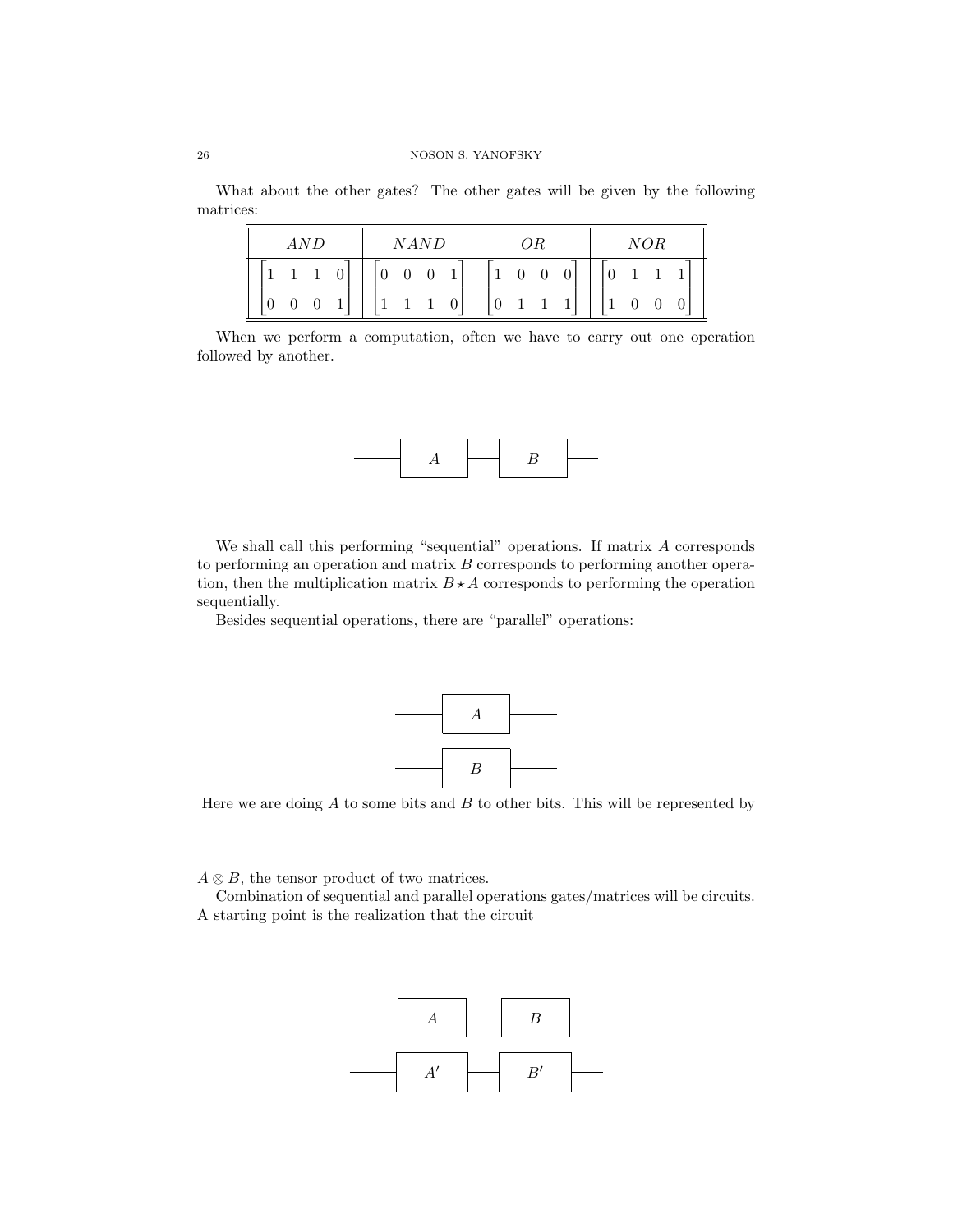What about the other gates? The other gates will be given by the following matrices:

| $AND$ | $NAND$ | $OR$ | $NOR$ |
|---|---|---|---|
| $\begin{bmatrix} 1 & 1 & 1 & 0 \\ 0 & 0 & 0 & 1 \end{bmatrix}$ | $\begin{bmatrix} 0 & 0 & 0 & 1 \\ 1 & 1 & 1 & 0 \end{bmatrix}$ | $\begin{bmatrix} 1 & 0 & 0 & 0 \\ 0 & 1 & 1 & 1 \end{bmatrix}$ | $\begin{bmatrix} 0 & 1 & 1 & 1 \\ 1 & 0 & 0 & 0 \end{bmatrix}$ |

When we perform a computation, often we have to carry out one operation followed by another.

```
——[ A ]——[ B ]——
```

We shall call this performing "sequential" operations. If matrix $A$ corresponds to performing an operation and matrix $B$ corresponds to performing another operation, then the multiplication matrix $B \star A$ corresponds to performing the operation sequentially.

Besides sequential operations, there are "parallel" operations:

```
——[ A ]——
——[ B ]——
```

Here we are doing $A$ to some bits and $B$ to other bits. This will be represented by

$A \otimes B$, the tensor product of two matrices.

Combination of sequential and parallel operations gates/matrices will be circuits. A starting point is the realization that the circuit

```
——[ A  ]——[ B  ]——
——[ A' ]——[ B' ]——
```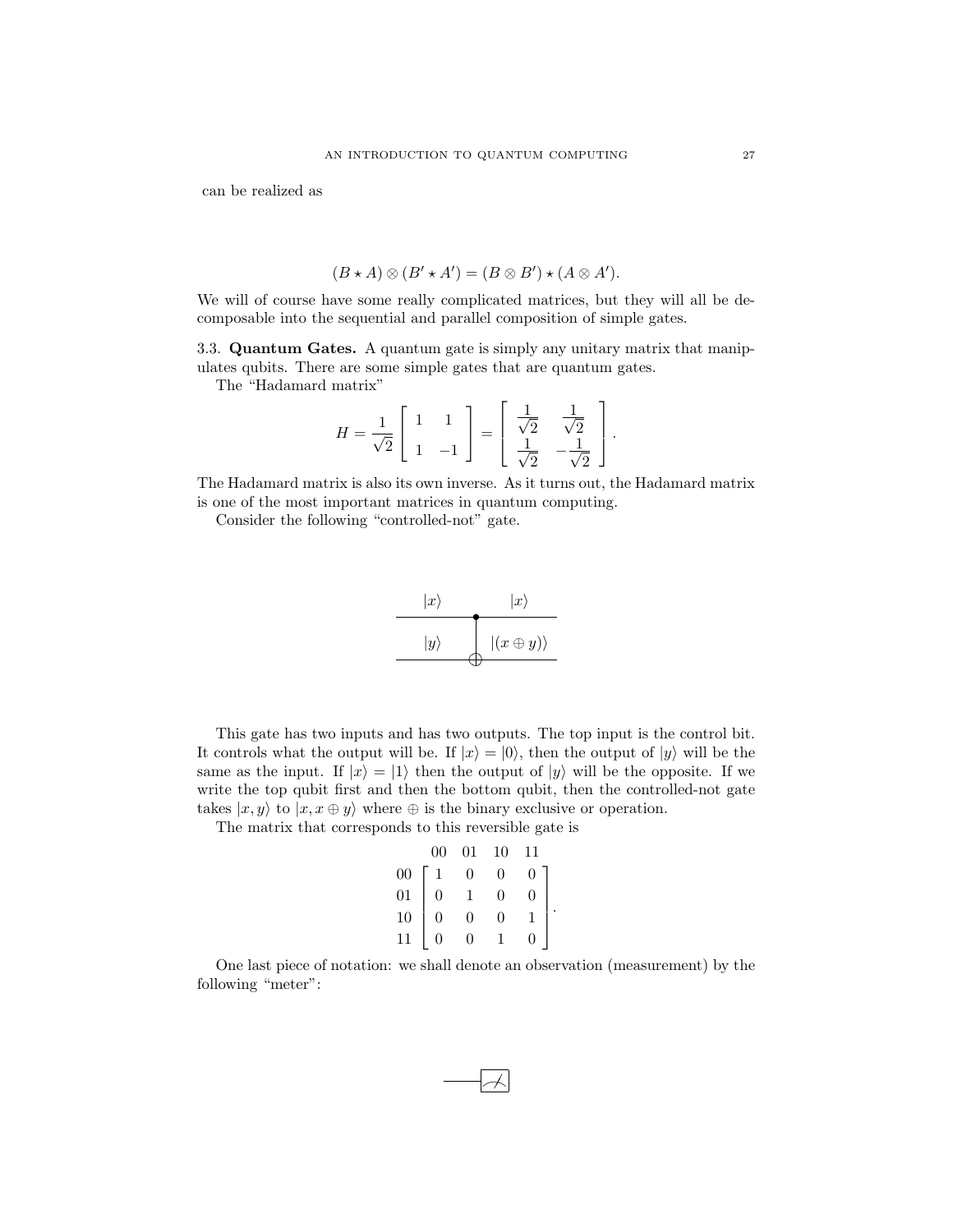can be realized as

$$(B \star A) \otimes (B' \star A') = (B \otimes B') \star (A \otimes A').$$

We will of course have some really complicated matrices, but they will all be decomposable into the sequential and parallel composition of simple gates.

3.3. **Quantum Gates.** A quantum gate is simply any unitary matrix that manipulates qubits. There are some simple gates that are quantum gates.

The "Hadamard matrix"

$$H = \frac{1}{\sqrt{2}} \begin{bmatrix} 1 & 1 \\ 1 & -1 \end{bmatrix} = \begin{bmatrix} \frac{1}{\sqrt{2}} & \frac{1}{\sqrt{2}} \\ \frac{1}{\sqrt{2}} & -\frac{1}{\sqrt{2}} \end{bmatrix}.$$

The Hadamard matrix is also its own inverse. As it turns out, the Hadamard matrix is one of the most important matrices in quantum computing.

Consider the following "controlled-not" gate.

This gate has two inputs and has two outputs. The top input is the control bit. It controls what the output will be. If $|x\rangle = |0\rangle$, then the output of $|y\rangle$ will be the same as the input. If $|x\rangle = |1\rangle$ then the output of $|y\rangle$ will be the opposite. If we write the top qubit first and then the bottom qubit, then the controlled-not gate takes $|x, y\rangle$ to $|x, x \oplus y\rangle$ where $\oplus$ is the binary exclusive or operation.

The matrix that corresponds to this reversible gate is

$$\begin{array}{c} \\ 00 \\ 01 \\ 10 \\ 11 \end{array} \begin{array}{c} \begin{array}{cccc} 00 & 01 & 10 & 11 \end{array} \\ \begin{bmatrix} 1 & 0 & 0 & 0 \\ 0 & 1 & 0 & 0 \\ 0 & 0 & 0 & 1 \\ 0 & 0 & 1 & 0 \end{bmatrix} \end{array}.$$

One last piece of notation: we shall denote an observation (measurement) by the following "meter":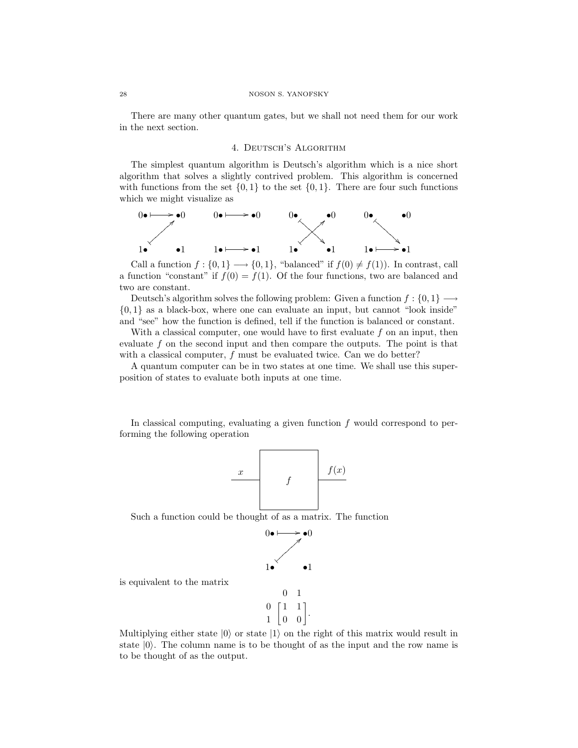There are many other quantum gates, but we shall not need them for our work in the next section.

## 4. Deutsch's Algorithm

The simplest quantum algorithm is Deutsch's algorithm which is a nice short algorithm that solves a slightly contrived problem. This algorithm is concerned with functions from the set $\{0, 1\}$ to the set $\{0, 1\}$. There are four such functions which we might visualize as

Call a function $f : \{0, 1\} \longrightarrow \{0, 1\}$, "balanced" if $f(0) \neq f(1)$). In contrast, call a function "constant" if $f(0) = f(1)$. Of the four functions, two are balanced and two are constant.

Deutsch's algorithm solves the following problem: Given a function $f : \{0, 1\} \longrightarrow \{0, 1\}$ as a black-box, where one can evaluate an input, but cannot "look inside" and "see" how the function is defined, tell if the function is balanced or constant.

With a classical computer, one would have to first evaluate $f$ on an input, then evaluate $f$ on the second input and then compare the outputs. The point is that with a classical computer, $f$ must be evaluated twice. Can we do better?

A quantum computer can be in two states at one time. We shall use this superposition of states to evaluate both inputs at one time.

In classical computing, evaluating a given function $f$ would correspond to performing the following operation

Such a function could be thought of as a matrix. The function

is equivalent to the matrix

$$\begin{array}{c} \\ 0 \\ 1 \end{array} \begin{array}{c} \begin{array}{cc} 0 & 1 \end{array} \\ \left[\begin{array}{cc} 1 & 1 \\ 0 & 0 \end{array}\right] \end{array}.$$

Multiplying either state $|0\rangle$ or state $|1\rangle$ on the right of this matrix would result in state $|0\rangle$. The column name is to be thought of as the input and the row name is to be thought of as the output.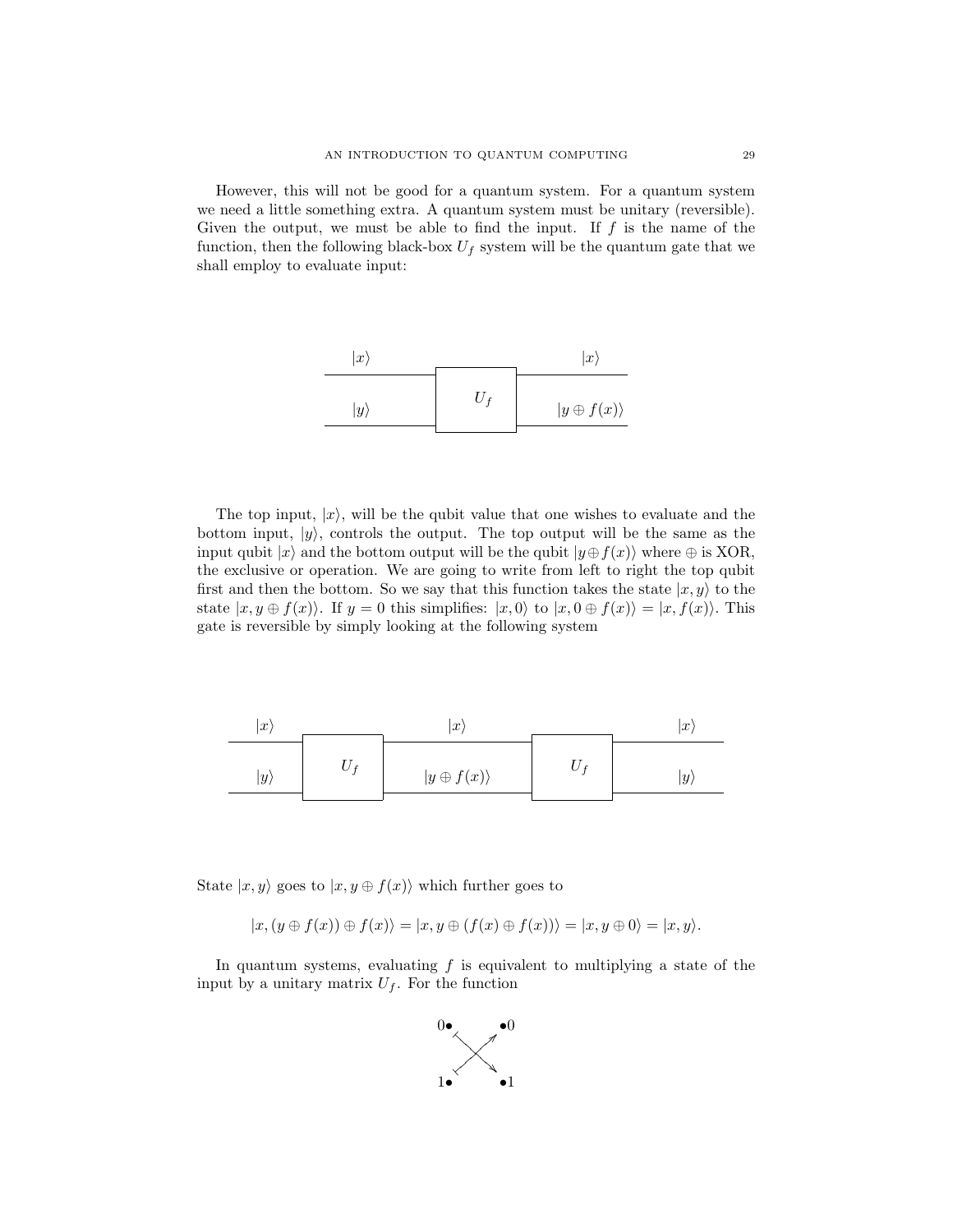However, this will not be good for a quantum system. For a quantum system we need a little something extra. A quantum system must be unitary (reversible). Given the output, we must be able to find the input. If $f$ is the name of the function, then the following black-box $U_f$ system will be the quantum gate that we shall employ to evaluate input:

$$
|x\rangle \longrightarrow \boxed{U_f} \longrightarrow |x\rangle
$$
$$
|y\rangle \longrightarrow \boxed{U_f} \longrightarrow |y \oplus f(x)\rangle
$$

The top input, $|x\rangle$, will be the qubit value that one wishes to evaluate and the bottom input, $|y\rangle$, controls the output. The top output will be the same as the input qubit $|x\rangle$ and the bottom output will be the qubit $|y \oplus f(x)\rangle$ where $\oplus$ is XOR, the exclusive or operation. We are going to write from left to right the top qubit first and then the bottom. So we say that this function takes the state $|x, y\rangle$ to the state $|x, y \oplus f(x)\rangle$. If $y = 0$ this simplifies: $|x, 0\rangle$ to $|x, 0 \oplus f(x)\rangle = |x, f(x)\rangle$. This gate is reversible by simply looking at the following system

$$
|x\rangle \longrightarrow \boxed{U_f} \longrightarrow |x\rangle \longrightarrow \boxed{U_f} \longrightarrow |x\rangle
$$
$$
|y\rangle \longrightarrow \boxed{U_f} \longrightarrow |y \oplus f(x)\rangle \longrightarrow \boxed{U_f} \longrightarrow |y\rangle
$$

State $|x, y\rangle$ goes to $|x, y \oplus f(x)\rangle$ which further goes to

$$
|x, (y \oplus f(x)) \oplus f(x)\rangle = |x, y \oplus (f(x) \oplus f(x))\rangle = |x, y \oplus 0\rangle = |x, y\rangle.
$$

In quantum systems, evaluating $f$ is equivalent to multiplying a state of the input by a unitary matrix $U_f$. For the function

$$
0 \bullet \searrow \bullet 1, \quad 1 \bullet \nearrow \bullet 0
$$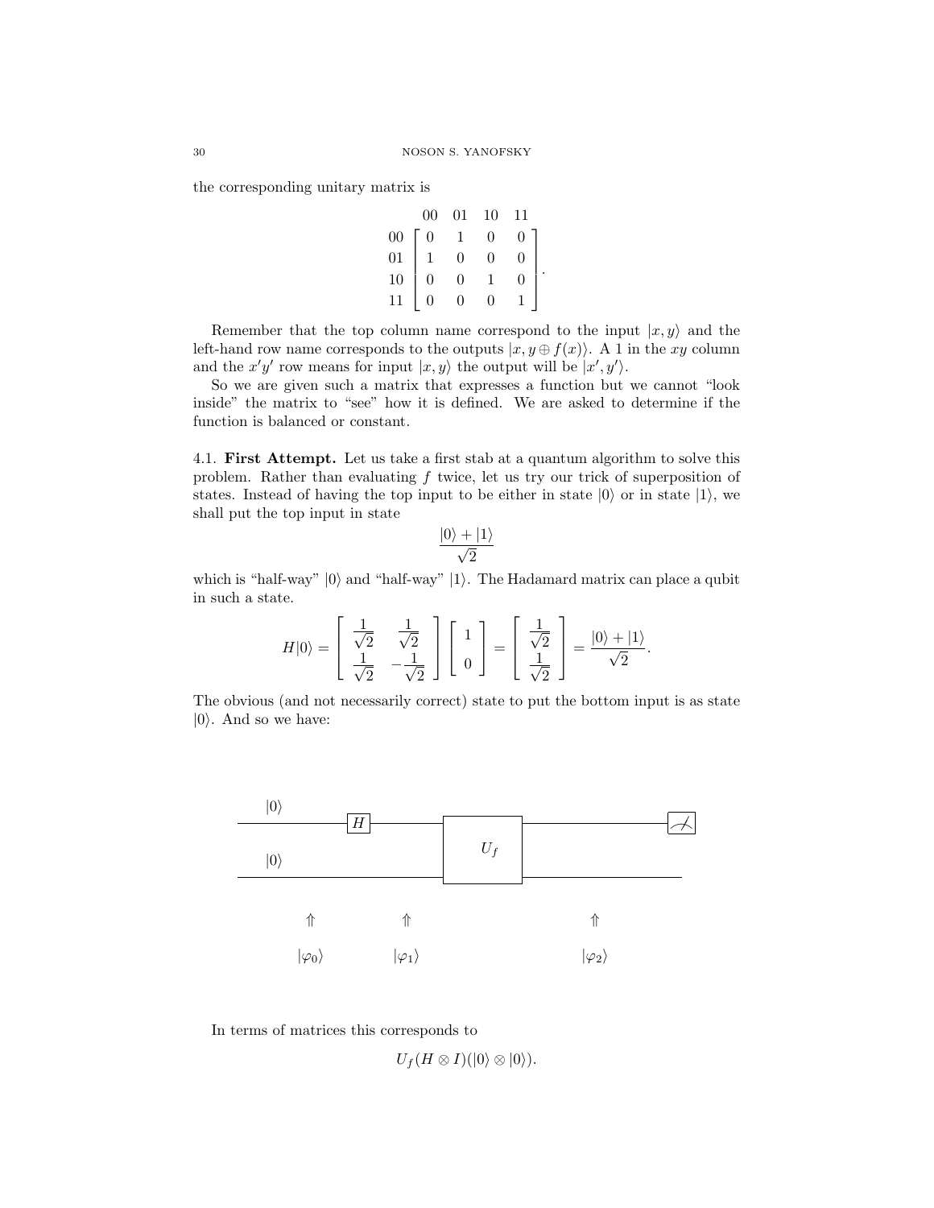the corresponding unitary matrix is

$$
\begin{array}{c} \\ 00 \\ 01 \\ 10 \\ 11 \end{array}
\begin{array}{c}
\begin{array}{cccc} 00 & 01 & 10 & 11 \end{array} \\
\left[\begin{array}{cccc}
0 & 1 & 0 & 0 \\
1 & 0 & 0 & 0 \\
0 & 0 & 1 & 0 \\
0 & 0 & 0 & 1
\end{array}\right]
\end{array}.
$$

Remember that the top column name correspond to the input $|x, y\rangle$ and the left-hand row name corresponds to the outputs $|x, y \oplus f(x)\rangle$. A 1 in the $xy$ column and the $x'y'$ row means for input $|x, y\rangle$ the output will be $|x', y'\rangle$.

So we are given such a matrix that expresses a function but we cannot "look inside" the matrix to "see" how it is defined. We are asked to determine if the function is balanced or constant.

4.1. **First Attempt.** Let us take a first stab at a quantum algorithm to solve this problem. Rather than evaluating $f$ twice, let us try our trick of superposition of states. Instead of having the top input to be either in state $|0\rangle$ or in state $|1\rangle$, we shall put the top input in state

$$\frac{|0\rangle + |1\rangle}{\sqrt{2}}$$

which is "half-way" $|0\rangle$ and "half-way" $|1\rangle$. The Hadamard matrix can place a qubit in such a state.

$$H|0\rangle = \left[\begin{array}{cc} \frac{1}{\sqrt{2}} & \frac{1}{\sqrt{2}} \\ \frac{1}{\sqrt{2}} & -\frac{1}{\sqrt{2}} \end{array}\right] \left[\begin{array}{c} 1 \\ 0 \end{array}\right] = \left[\begin{array}{c} \frac{1}{\sqrt{2}} \\ \frac{1}{\sqrt{2}} \end{array}\right] = \frac{|0\rangle + |1\rangle}{\sqrt{2}}.$$

The obvious (and not necessarily correct) state to put the bottom input is as state $|0\rangle$. And so we have:

In terms of matrices this corresponds to

$$U_f(H \otimes I)(|0\rangle \otimes |0\rangle).$$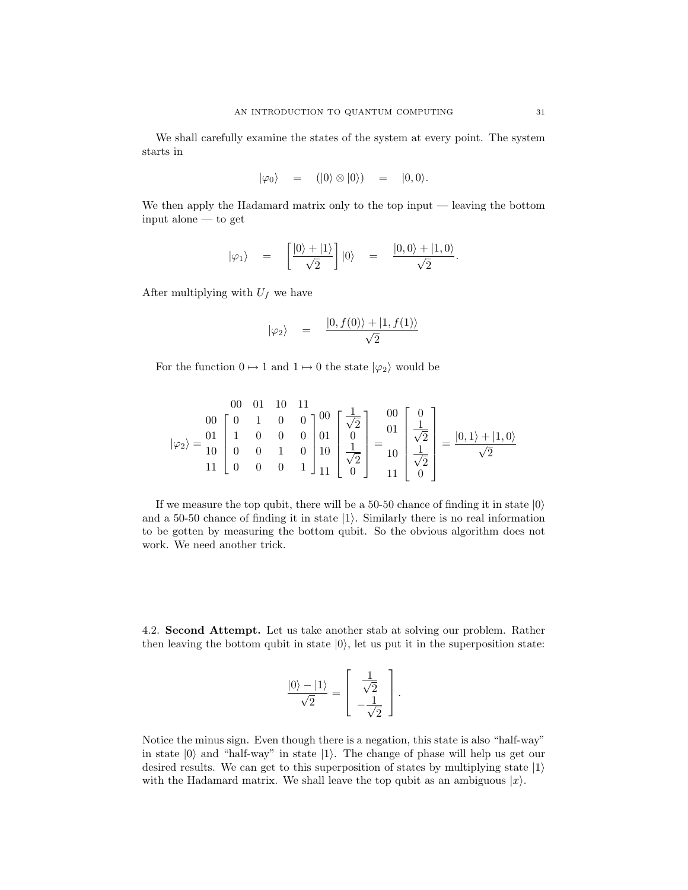We shall carefully examine the states of the system at every point. The system starts in

$$|\varphi_0\rangle \quad = \quad (|0\rangle \otimes |0\rangle) \quad = \quad |0,0\rangle.$$

We then apply the Hadamard matrix only to the top input — leaving the bottom input alone — to get

$$|\varphi_1\rangle \quad = \quad \left[\frac{|0\rangle + |1\rangle}{\sqrt{2}}\right]|0\rangle \quad = \quad \frac{|0,0\rangle + |1,0\rangle}{\sqrt{2}}.$$

After multiplying with $U_f$ we have

$$|\varphi_2\rangle \quad = \quad \frac{|0, f(0)\rangle + |1, f(1)\rangle}{\sqrt{2}}$$

For the function $0 \mapsto 1$ and $1 \mapsto 0$ the state $|\varphi_2\rangle$ would be

$$|\varphi_2\rangle = \begin{array}{c} \\ 00 \\ 01 \\ 10 \\ 11 \end{array}\!\!\begin{array}{c} \begin{array}{cccc} 00 & 01 & 10 & 11 \end{array} \\ \left[\begin{array}{cccc} 0 & 1 & 0 & 0 \\ 1 & 0 & 0 & 0 \\ 0 & 0 & 1 & 0 \\ 0 & 0 & 0 & 1 \end{array}\right] \end{array} \begin{array}{c} 00 \\ 01 \\ 10 \\ 11 \end{array}\!\!\left[\begin{array}{c} \frac{1}{\sqrt{2}} \\ 0 \\ \frac{1}{\sqrt{2}} \\ 0 \end{array}\right] = \begin{array}{c} 00 \\ 01 \\ 10 \\ 11 \end{array}\!\!\left[\begin{array}{c} 0 \\ \frac{1}{\sqrt{2}} \\ \frac{1}{\sqrt{2}} \\ 0 \end{array}\right] = \frac{|0,1\rangle + |1,0\rangle}{\sqrt{2}}$$

If we measure the top qubit, there will be a 50-50 chance of finding it in state $|0\rangle$ and a 50-50 chance of finding it in state $|1\rangle$. Similarly there is no real information to be gotten by measuring the bottom qubit. So the obvious algorithm does not work. We need another trick.

4.2. **Second Attempt.** Let us take another stab at solving our problem. Rather then leaving the bottom qubit in state $|0\rangle$, let us put it in the superposition state:

$$\frac{|0\rangle - |1\rangle}{\sqrt{2}} = \left[\begin{array}{c} \frac{1}{\sqrt{2}} \\ -\frac{1}{\sqrt{2}} \end{array}\right].$$

Notice the minus sign. Even though there is a negation, this state is also "half-way" in state $|0\rangle$ and "half-way" in state $|1\rangle$. The change of phase will help us get our desired results. We can get to this superposition of states by multiplying state $|1\rangle$ with the Hadamard matrix. We shall leave the top qubit as an ambiguous $|x\rangle$.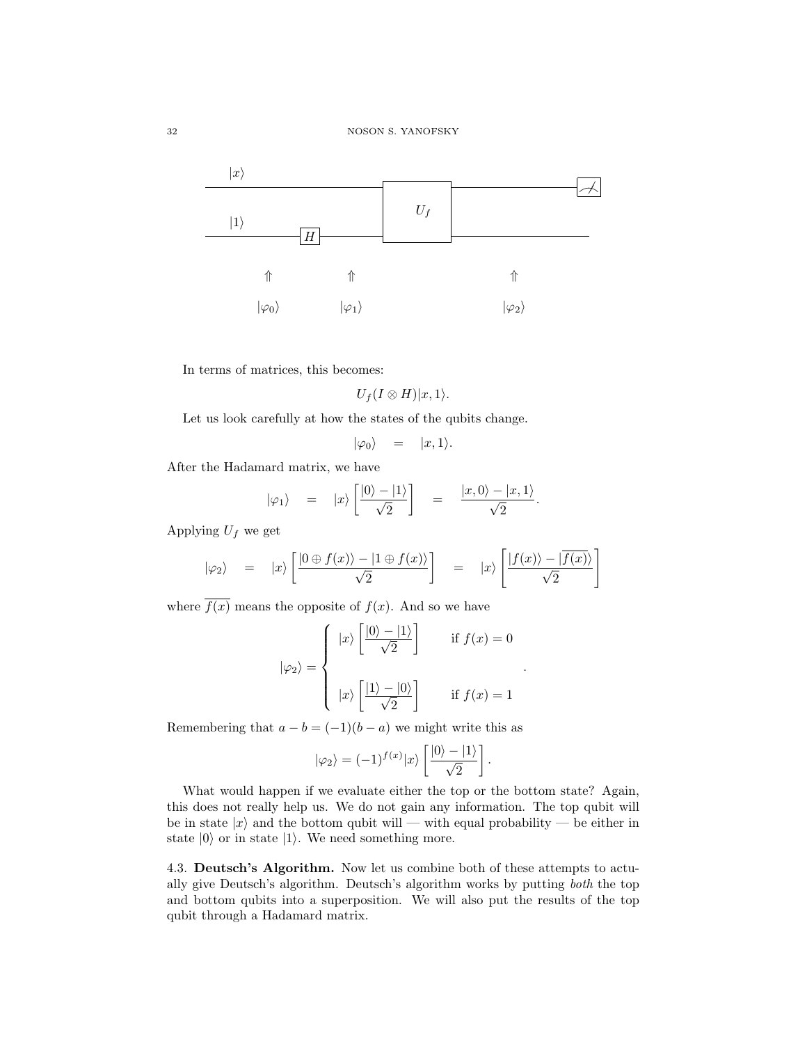In terms of matrices, this becomes:

$$U_f(I \otimes H)|x, 1\rangle.$$

Let us look carefully at how the states of the qubits change.

$$|\varphi_0\rangle \quad = \quad |x, 1\rangle.$$

After the Hadamard matrix, we have

$$|\varphi_1\rangle \quad = \quad |x\rangle \left[\frac{|0\rangle - |1\rangle}{\sqrt{2}}\right] \quad = \quad \frac{|x, 0\rangle - |x, 1\rangle}{\sqrt{2}}.$$

Applying $U_f$ we get

$$|\varphi_2\rangle \quad = \quad |x\rangle \left[\frac{|0 \oplus f(x)\rangle - |1 \oplus f(x)\rangle}{\sqrt{2}}\right] \quad = \quad |x\rangle \left[\frac{|f(x)\rangle - |\overline{f(x)}\rangle}{\sqrt{2}}\right]$$

where $\overline{f(x)}$ means the opposite of $f(x)$. And so we have

$$|\varphi_2\rangle = \begin{cases} |x\rangle \left[\dfrac{|0\rangle - |1\rangle}{\sqrt{2}}\right] & \text{if } f(x) = 0 \\ \\ |x\rangle \left[\dfrac{|1\rangle - |0\rangle}{\sqrt{2}}\right] & \text{if } f(x) = 1 \end{cases}.$$

Remembering that $a - b = (-1)(b - a)$ we might write this as

$$|\varphi_2\rangle = (-1)^{f(x)}|x\rangle \left[\frac{|0\rangle - |1\rangle}{\sqrt{2}}\right].$$

What would happen if we evaluate either the top or the bottom state? Again, this does not really help us. We do not gain any information. The top qubit will be in state $|x\rangle$ and the bottom qubit will — with equal probability — be either in state $|0\rangle$ or in state $|1\rangle$. We need something more.

4.3. **Deutsch's Algorithm.** Now let us combine both of these attempts to actually give Deutsch's algorithm. Deutsch's algorithm works by putting *both* the top and bottom qubits into a superposition. We will also put the results of the top qubit through a Hadamard matrix.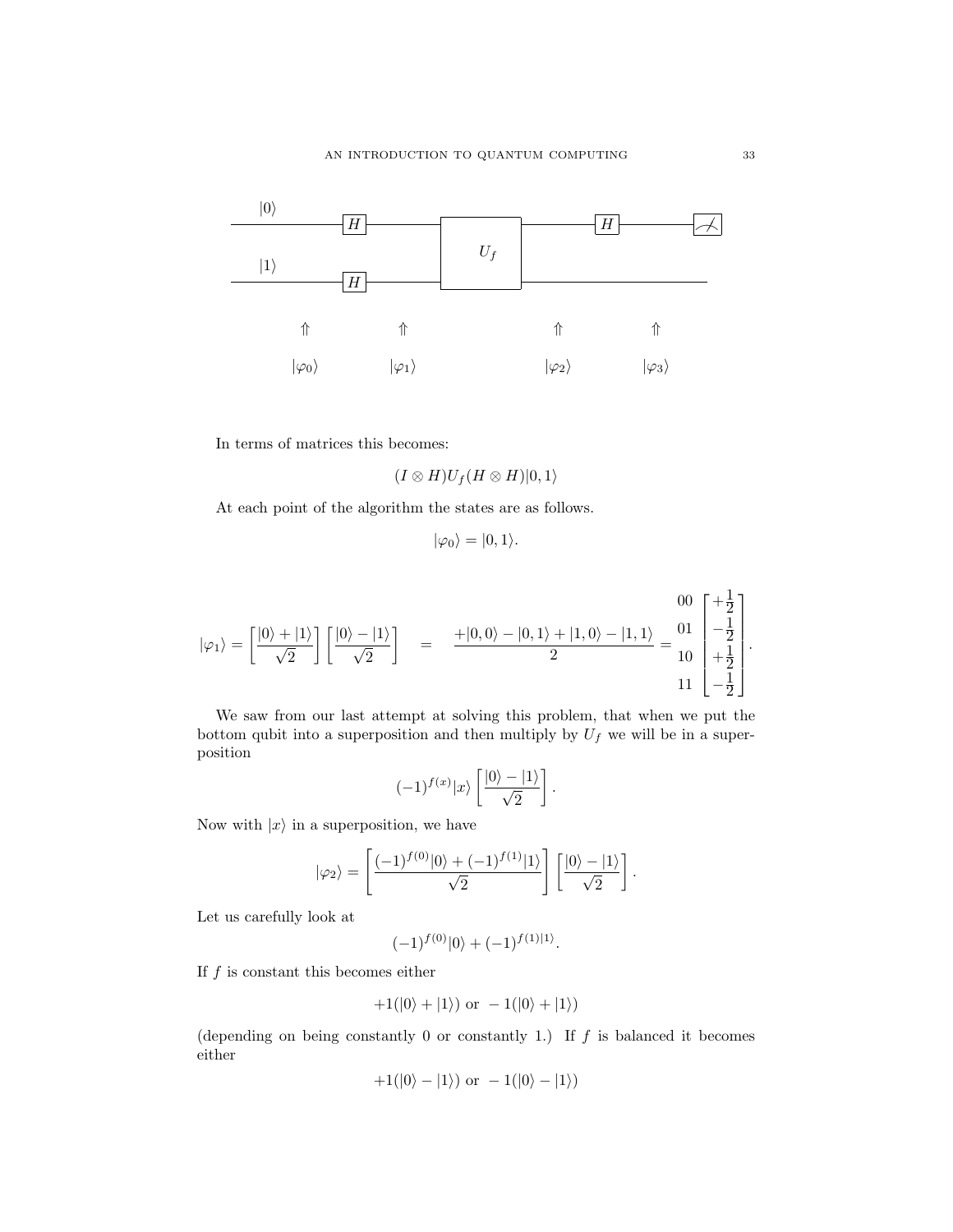In terms of matrices this becomes:

$$(I \otimes H)U_f(H \otimes H)|0,1\rangle$$

At each point of the algorithm the states are as follows.

$$|\varphi_0\rangle = |0,1\rangle.$$

$$|\varphi_1\rangle = \left[\frac{|0\rangle + |1\rangle}{\sqrt{2}}\right]\left[\frac{|0\rangle - |1\rangle}{\sqrt{2}}\right] \quad = \quad \frac{+|0,0\rangle - |0,1\rangle + |1,0\rangle - |1,1\rangle}{2} = \begin{matrix} 00 \\ 01 \\ 10 \\ 11 \end{matrix}\begin{bmatrix} +\frac{1}{2} \\ -\frac{1}{2} \\ +\frac{1}{2} \\ -\frac{1}{2} \end{bmatrix}.$$

We saw from our last attempt at solving this problem, that when we put the bottom qubit into a superposition and then multiply by $U_f$ we will be in a superposition

$$(-1)^{f(x)}|x\rangle\left[\frac{|0\rangle - |1\rangle}{\sqrt{2}}\right].$$

Now with $|x\rangle$ in a superposition, we have

$$|\varphi_2\rangle = \left[\frac{(-1)^{f(0)}|0\rangle + (-1)^{f(1)}|1\rangle}{\sqrt{2}}\right]\left[\frac{|0\rangle - |1\rangle}{\sqrt{2}}\right].$$

Let us carefully look at

$$(-1)^{f(0)}|0\rangle + (-1)^{f(1)|1\rangle}.$$

If $f$ is constant this becomes either

$$+1(|0\rangle + |1\rangle) \text{ or } -1(|0\rangle + |1\rangle)$$

(depending on being constantly 0 or constantly 1.) If $f$ is balanced it becomes either

$$+1(|0\rangle - |1\rangle) \text{ or } -1(|0\rangle - |1\rangle)$$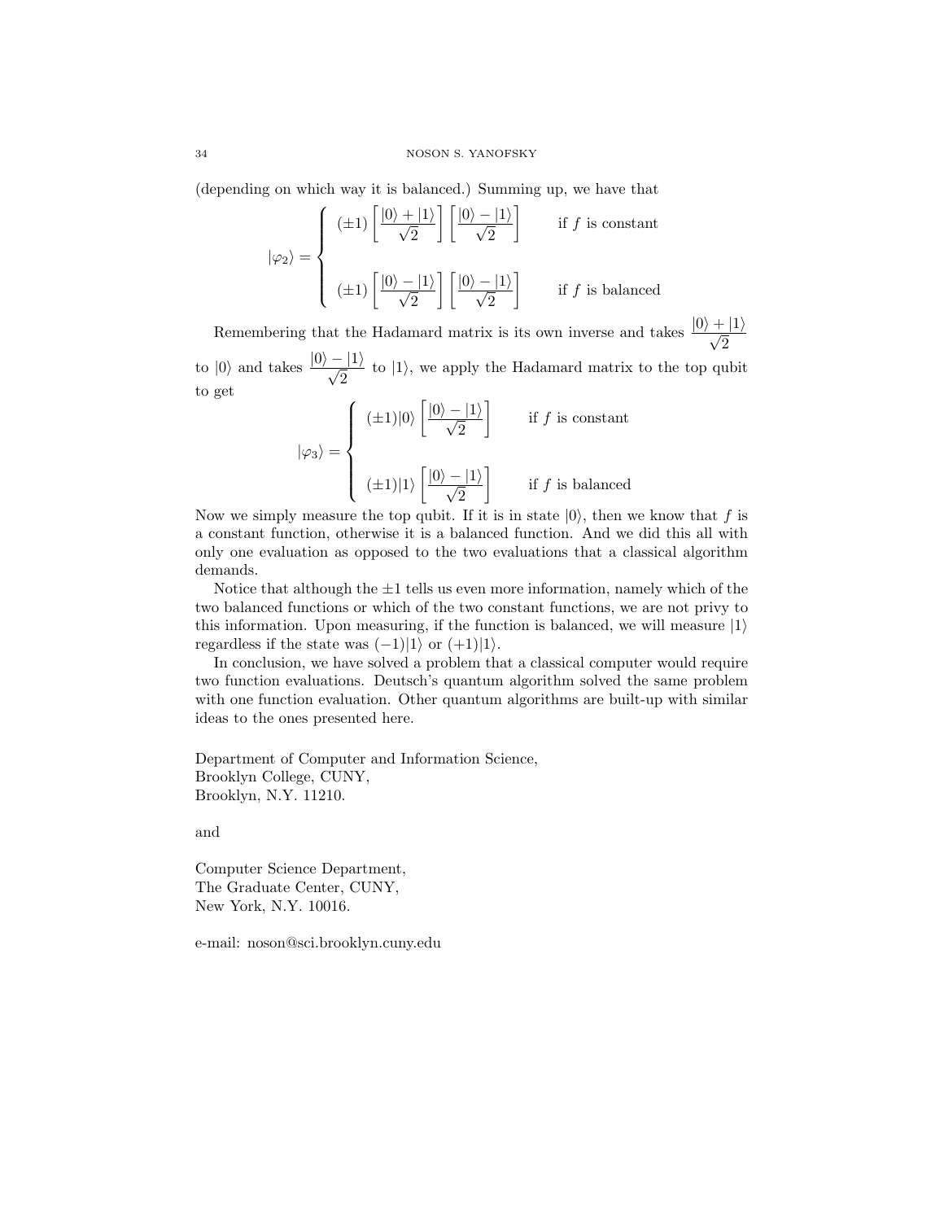(depending on which way it is balanced.) Summing up, we have that

$$|\varphi_2\rangle = \begin{cases} (\pm 1)\left[\dfrac{|0\rangle + |1\rangle}{\sqrt{2}}\right]\left[\dfrac{|0\rangle - |1\rangle}{\sqrt{2}}\right] & \text{if } f \text{ is constant} \\ \\ (\pm 1)\left[\dfrac{|0\rangle - |1\rangle}{\sqrt{2}}\right]\left[\dfrac{|0\rangle - |1\rangle}{\sqrt{2}}\right] & \text{if } f \text{ is balanced} \end{cases}$$

Remembering that the Hadamard matrix is its own inverse and takes $\dfrac{|0\rangle + |1\rangle}{\sqrt{2}}$ to $|0\rangle$ and takes $\dfrac{|0\rangle - |1\rangle}{\sqrt{2}}$ to $|1\rangle$, we apply the Hadamard matrix to the top qubit to get

$$|\varphi_3\rangle = \begin{cases} (\pm 1)|0\rangle\left[\dfrac{|0\rangle - |1\rangle}{\sqrt{2}}\right] & \text{if } f \text{ is constant} \\ \\ (\pm 1)|1\rangle\left[\dfrac{|0\rangle - |1\rangle}{\sqrt{2}}\right] & \text{if } f \text{ is balanced} \end{cases}$$

Now we simply measure the top qubit. If it is in state $|0\rangle$, then we know that $f$ is a constant function, otherwise it is a balanced function. And we did this all with only one evaluation as opposed to the two evaluations that a classical algorithm demands.

Notice that although the $\pm 1$ tells us even more information, namely which of the two balanced functions or which of the two constant functions, we are not privy to this information. Upon measuring, if the function is balanced, we will measure $|1\rangle$ regardless if the state was $(-1)|1\rangle$ or $(+1)|1\rangle$.

In conclusion, we have solved a problem that a classical computer would require two function evaluations. Deutsch's quantum algorithm solved the same problem with one function evaluation. Other quantum algorithms are built-up with similar ideas to the ones presented here.

Department of Computer and Information Science,
Brooklyn College, CUNY,
Brooklyn, N.Y. 11210.

and

Computer Science Department,
The Graduate Center, CUNY,
New York, N.Y. 10016.

e-mail: noson@sci.brooklyn.cuny.edu